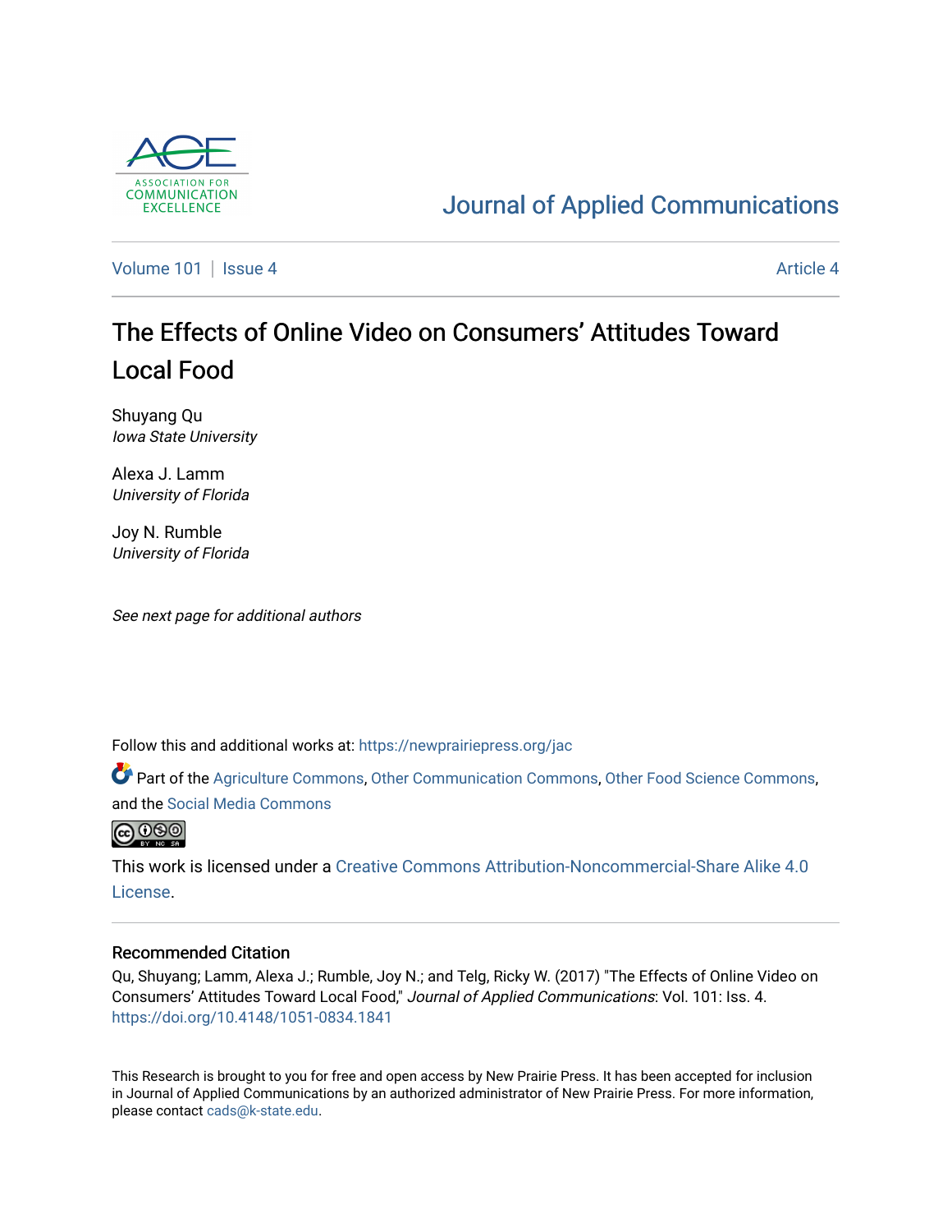ASSOCIATION FOR COMMUNICATION EXCELLENCE

# Journal of Applied Communications

Volume 101 | Issue 4 Article 4

# The Effects of Online Video on Consumers' Attitudes Toward Local Food

Shuyang Qu
*Iowa State University*

Alexa J. Lamm
*University of Florida*

Joy N. Rumble
*University of Florida*

*See next page for additional authors*

Follow this and additional works at: https://newprairiepress.org/jac

Part of the Agriculture Commons, Other Communication Commons, Other Food Science Commons, and the Social Media Commons

This work is licensed under a Creative Commons Attribution-Noncommercial-Share Alike 4.0 License.

## Recommended Citation

Qu, Shuyang; Lamm, Alexa J.; Rumble, Joy N.; and Telg, Ricky W. (2017) "The Effects of Online Video on Consumers' Attitudes Toward Local Food," *Journal of Applied Communications*: Vol. 101: Iss. 4. https://doi.org/10.4148/1051-0834.1841

This Research is brought to you for free and open access by New Prairie Press. It has been accepted for inclusion in Journal of Applied Communications by an authorized administrator of New Prairie Press. For more information, please contact cads@k-state.edu.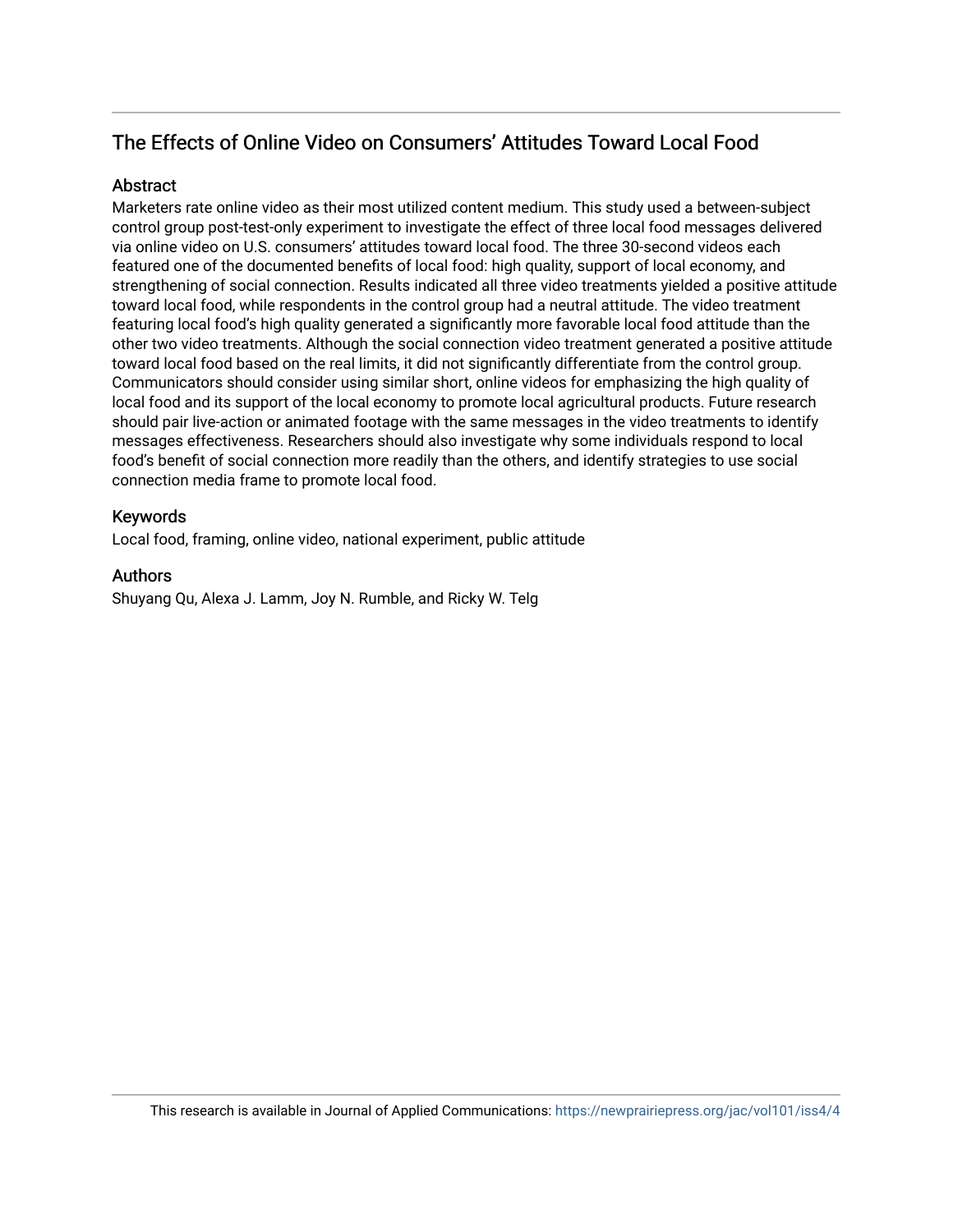# The Effects of Online Video on Consumers' Attitudes Toward Local Food

## Abstract

Marketers rate online video as their most utilized content medium. This study used a between-subject control group post-test-only experiment to investigate the effect of three local food messages delivered via online video on U.S. consumers' attitudes toward local food. The three 30-second videos each featured one of the documented benefits of local food: high quality, support of local economy, and strengthening of social connection. Results indicated all three video treatments yielded a positive attitude toward local food, while respondents in the control group had a neutral attitude. The video treatment featuring local food's high quality generated a significantly more favorable local food attitude than the other two video treatments. Although the social connection video treatment generated a positive attitude toward local food based on the real limits, it did not significantly differentiate from the control group. Communicators should consider using similar short, online videos for emphasizing the high quality of local food and its support of the local economy to promote local agricultural products. Future research should pair live-action or animated footage with the same messages in the video treatments to identify messages effectiveness. Researchers should also investigate why some individuals respond to local food's benefit of social connection more readily than the others, and identify strategies to use social connection media frame to promote local food.

## Keywords

Local food, framing, online video, national experiment, public attitude

## Authors

Shuyang Qu, Alexa J. Lamm, Joy N. Rumble, and Ricky W. Telg

This research is available in Journal of Applied Communications: https://newprairiepress.org/jac/vol101/iss4/4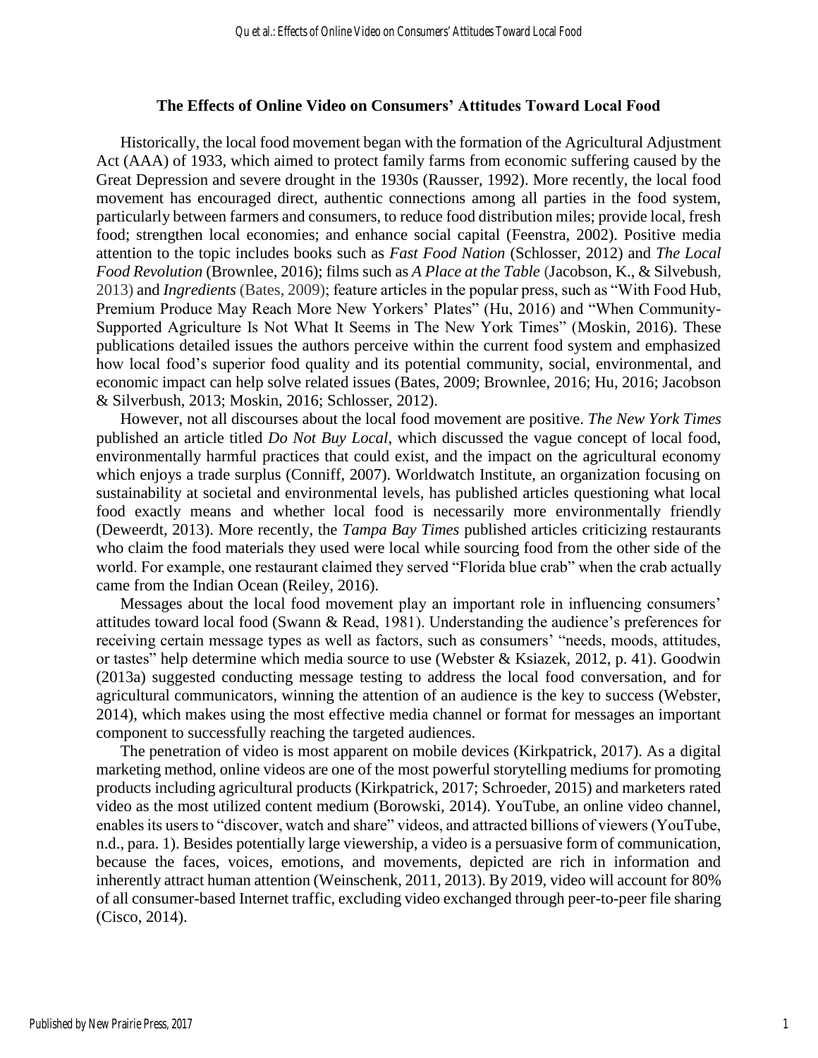## The Effects of Online Video on Consumers' Attitudes Toward Local Food

Historically, the local food movement began with the formation of the Agricultural Adjustment Act (AAA) of 1933, which aimed to protect family farms from economic suffering caused by the Great Depression and severe drought in the 1930s (Rausser, 1992). More recently, the local food movement has encouraged direct, authentic connections among all parties in the food system, particularly between farmers and consumers, to reduce food distribution miles; provide local, fresh food; strengthen local economies; and enhance social capital (Feenstra, 2002). Positive media attention to the topic includes books such as *Fast Food Nation* (Schlosser, 2012) and *The Local Food Revolution* (Brownlee, 2016); films such as *A Place at the Table* (Jacobson, K., & Silvebush, 2013) and *Ingredients* (Bates, 2009); feature articles in the popular press, such as "With Food Hub, Premium Produce May Reach More New Yorkers' Plates" (Hu, 2016) and "When Community-Supported Agriculture Is Not What It Seems in The New York Times" (Moskin, 2016). These publications detailed issues the authors perceive within the current food system and emphasized how local food's superior food quality and its potential community, social, environmental, and economic impact can help solve related issues (Bates, 2009; Brownlee, 2016; Hu, 2016; Jacobson & Silverbush, 2013; Moskin, 2016; Schlosser, 2012).

However, not all discourses about the local food movement are positive. *The New York Times* published an article titled *Do Not Buy Local*, which discussed the vague concept of local food, environmentally harmful practices that could exist, and the impact on the agricultural economy which enjoys a trade surplus (Conniff, 2007). Worldwatch Institute, an organization focusing on sustainability at societal and environmental levels, has published articles questioning what local food exactly means and whether local food is necessarily more environmentally friendly (Deweerdt, 2013). More recently, the *Tampa Bay Times* published articles criticizing restaurants who claim the food materials they used were local while sourcing food from the other side of the world. For example, one restaurant claimed they served "Florida blue crab" when the crab actually came from the Indian Ocean (Reiley, 2016).

Messages about the local food movement play an important role in influencing consumers' attitudes toward local food (Swann & Read, 1981). Understanding the audience's preferences for receiving certain message types as well as factors, such as consumers' "needs, moods, attitudes, or tastes" help determine which media source to use (Webster & Ksiazek, 2012, p. 41). Goodwin (2013a) suggested conducting message testing to address the local food conversation, and for agricultural communicators, winning the attention of an audience is the key to success (Webster, 2014), which makes using the most effective media channel or format for messages an important component to successfully reaching the targeted audiences.

The penetration of video is most apparent on mobile devices (Kirkpatrick, 2017). As a digital marketing method, online videos are one of the most powerful storytelling mediums for promoting products including agricultural products (Kirkpatrick, 2017; Schroeder, 2015) and marketers rated video as the most utilized content medium (Borowski, 2014). YouTube, an online video channel, enables its users to "discover, watch and share" videos, and attracted billions of viewers (YouTube, n.d., para. 1). Besides potentially large viewership, a video is a persuasive form of communication, because the faces, voices, emotions, and movements, depicted are rich in information and inherently attract human attention (Weinschenk, 2011, 2013). By 2019, video will account for 80% of all consumer-based Internet traffic, excluding video exchanged through peer-to-peer file sharing (Cisco, 2014).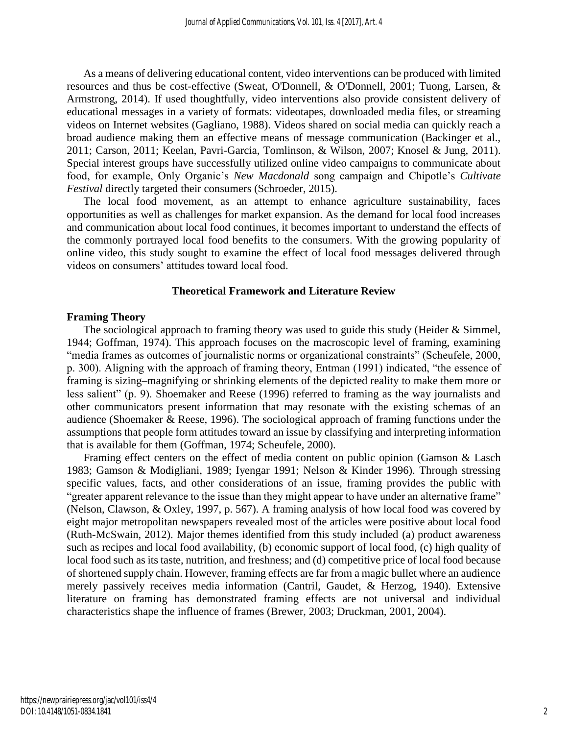As a means of delivering educational content, video interventions can be produced with limited resources and thus be cost-effective (Sweat, O'Donnell, & O'Donnell, 2001; Tuong, Larsen, & Armstrong, 2014). If used thoughtfully, video interventions also provide consistent delivery of educational messages in a variety of formats: videotapes, downloaded media files, or streaming videos on Internet websites (Gagliano, 1988). Videos shared on social media can quickly reach a broad audience making them an effective means of message communication (Backinger et al., 2011; Carson, 2011; Keelan, Pavri-Garcia, Tomlinson, & Wilson, 2007; Knosel & Jung, 2011). Special interest groups have successfully utilized online video campaigns to communicate about food, for example, Only Organic's *New Macdonald* song campaign and Chipotle's *Cultivate Festival* directly targeted their consumers (Schroeder, 2015).

The local food movement, as an attempt to enhance agriculture sustainability, faces opportunities as well as challenges for market expansion. As the demand for local food increases and communication about local food continues, it becomes important to understand the effects of the commonly portrayed local food benefits to the consumers. With the growing popularity of online video, this study sought to examine the effect of local food messages delivered through videos on consumers' attitudes toward local food.

## Theoretical Framework and Literature Review

### Framing Theory

The sociological approach to framing theory was used to guide this study (Heider & Simmel, 1944; Goffman, 1974). This approach focuses on the macroscopic level of framing, examining "media frames as outcomes of journalistic norms or organizational constraints" (Scheufele, 2000, p. 300). Aligning with the approach of framing theory, Entman (1991) indicated, "the essence of framing is sizing–magnifying or shrinking elements of the depicted reality to make them more or less salient" (p. 9). Shoemaker and Reese (1996) referred to framing as the way journalists and other communicators present information that may resonate with the existing schemas of an audience (Shoemaker & Reese, 1996). The sociological approach of framing functions under the assumptions that people form attitudes toward an issue by classifying and interpreting information that is available for them (Goffman, 1974; Scheufele, 2000).

Framing effect centers on the effect of media content on public opinion (Gamson & Lasch 1983; Gamson & Modigliani, 1989; Iyengar 1991; Nelson & Kinder 1996). Through stressing specific values, facts, and other considerations of an issue, framing provides the public with "greater apparent relevance to the issue than they might appear to have under an alternative frame" (Nelson, Clawson, & Oxley, 1997, p. 567). A framing analysis of how local food was covered by eight major metropolitan newspapers revealed most of the articles were positive about local food (Ruth-McSwain, 2012). Major themes identified from this study included (a) product awareness such as recipes and local food availability, (b) economic support of local food, (c) high quality of local food such as its taste, nutrition, and freshness; and (d) competitive price of local food because of shortened supply chain. However, framing effects are far from a magic bullet where an audience merely passively receives media information (Cantril, Gaudet, & Herzog, 1940). Extensive literature on framing has demonstrated framing effects are not universal and individual characteristics shape the influence of frames (Brewer, 2003; Druckman, 2001, 2004).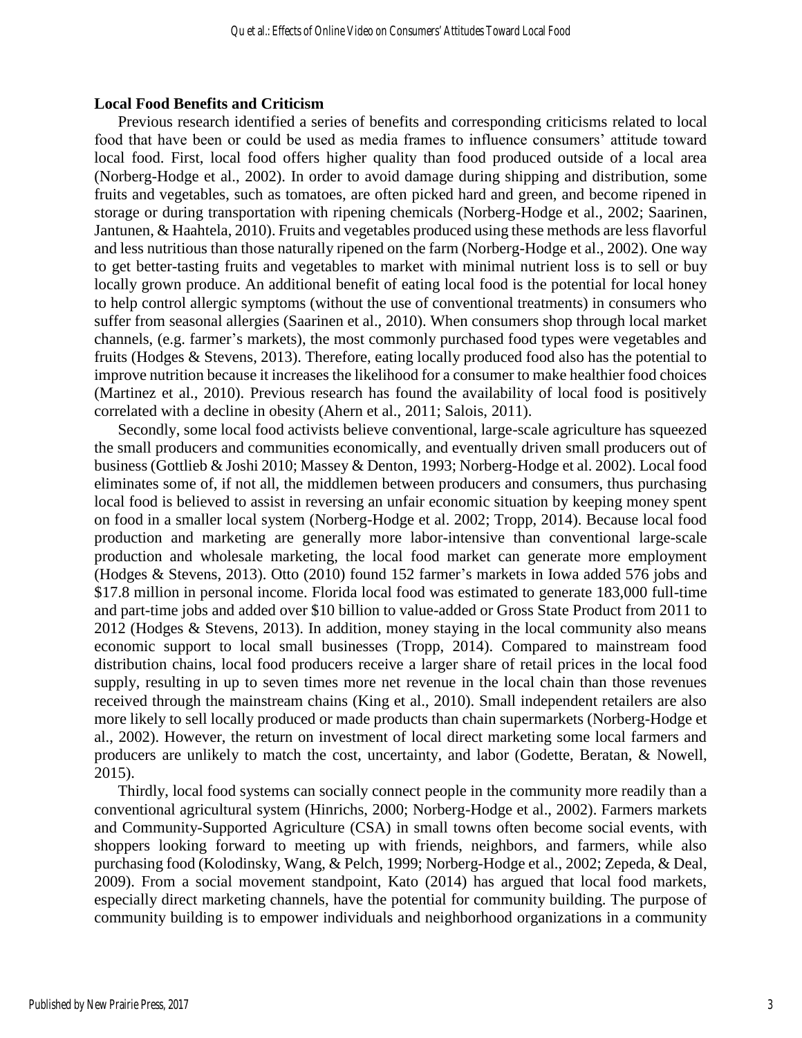### Local Food Benefits and Criticism

Previous research identified a series of benefits and corresponding criticisms related to local food that have been or could be used as media frames to influence consumers' attitude toward local food. First, local food offers higher quality than food produced outside of a local area (Norberg-Hodge et al., 2002). In order to avoid damage during shipping and distribution, some fruits and vegetables, such as tomatoes, are often picked hard and green, and become ripened in storage or during transportation with ripening chemicals (Norberg-Hodge et al., 2002; Saarinen, Jantunen, & Haahtela, 2010). Fruits and vegetables produced using these methods are less flavorful and less nutritious than those naturally ripened on the farm (Norberg-Hodge et al., 2002). One way to get better-tasting fruits and vegetables to market with minimal nutrient loss is to sell or buy locally grown produce. An additional benefit of eating local food is the potential for local honey to help control allergic symptoms (without the use of conventional treatments) in consumers who suffer from seasonal allergies (Saarinen et al., 2010). When consumers shop through local market channels, (e.g. farmer's markets), the most commonly purchased food types were vegetables and fruits (Hodges & Stevens, 2013). Therefore, eating locally produced food also has the potential to improve nutrition because it increases the likelihood for a consumer to make healthier food choices (Martinez et al., 2010). Previous research has found the availability of local food is positively correlated with a decline in obesity (Ahern et al., 2011; Salois, 2011).

Secondly, some local food activists believe conventional, large-scale agriculture has squeezed the small producers and communities economically, and eventually driven small producers out of business (Gottlieb & Joshi 2010; Massey & Denton, 1993; Norberg-Hodge et al. 2002). Local food eliminates some of, if not all, the middlemen between producers and consumers, thus purchasing local food is believed to assist in reversing an unfair economic situation by keeping money spent on food in a smaller local system (Norberg-Hodge et al. 2002; Tropp, 2014). Because local food production and marketing are generally more labor-intensive than conventional large-scale production and wholesale marketing, the local food market can generate more employment (Hodges & Stevens, 2013). Otto (2010) found 152 farmer's markets in Iowa added 576 jobs and $17.8 million in personal income. Florida local food was estimated to generate 183,000 full-time and part-time jobs and added over $10 billion to value-added or Gross State Product from 2011 to 2012 (Hodges & Stevens, 2013). In addition, money staying in the local community also means economic support to local small businesses (Tropp, 2014). Compared to mainstream food distribution chains, local food producers receive a larger share of retail prices in the local food supply, resulting in up to seven times more net revenue in the local chain than those revenues received through the mainstream chains (King et al., 2010). Small independent retailers are also more likely to sell locally produced or made products than chain supermarkets (Norberg-Hodge et al., 2002). However, the return on investment of local direct marketing some local farmers and producers are unlikely to match the cost, uncertainty, and labor (Godette, Beratan, & Nowell, 2015).

Thirdly, local food systems can socially connect people in the community more readily than a conventional agricultural system (Hinrichs, 2000; Norberg-Hodge et al., 2002). Farmers markets and Community-Supported Agriculture (CSA) in small towns often become social events, with shoppers looking forward to meeting up with friends, neighbors, and farmers, while also purchasing food (Kolodinsky, Wang, & Pelch, 1999; Norberg-Hodge et al., 2002; Zepeda, & Deal, 2009). From a social movement standpoint, Kato (2014) has argued that local food markets, especially direct marketing channels, have the potential for community building. The purpose of community building is to empower individuals and neighborhood organizations in a community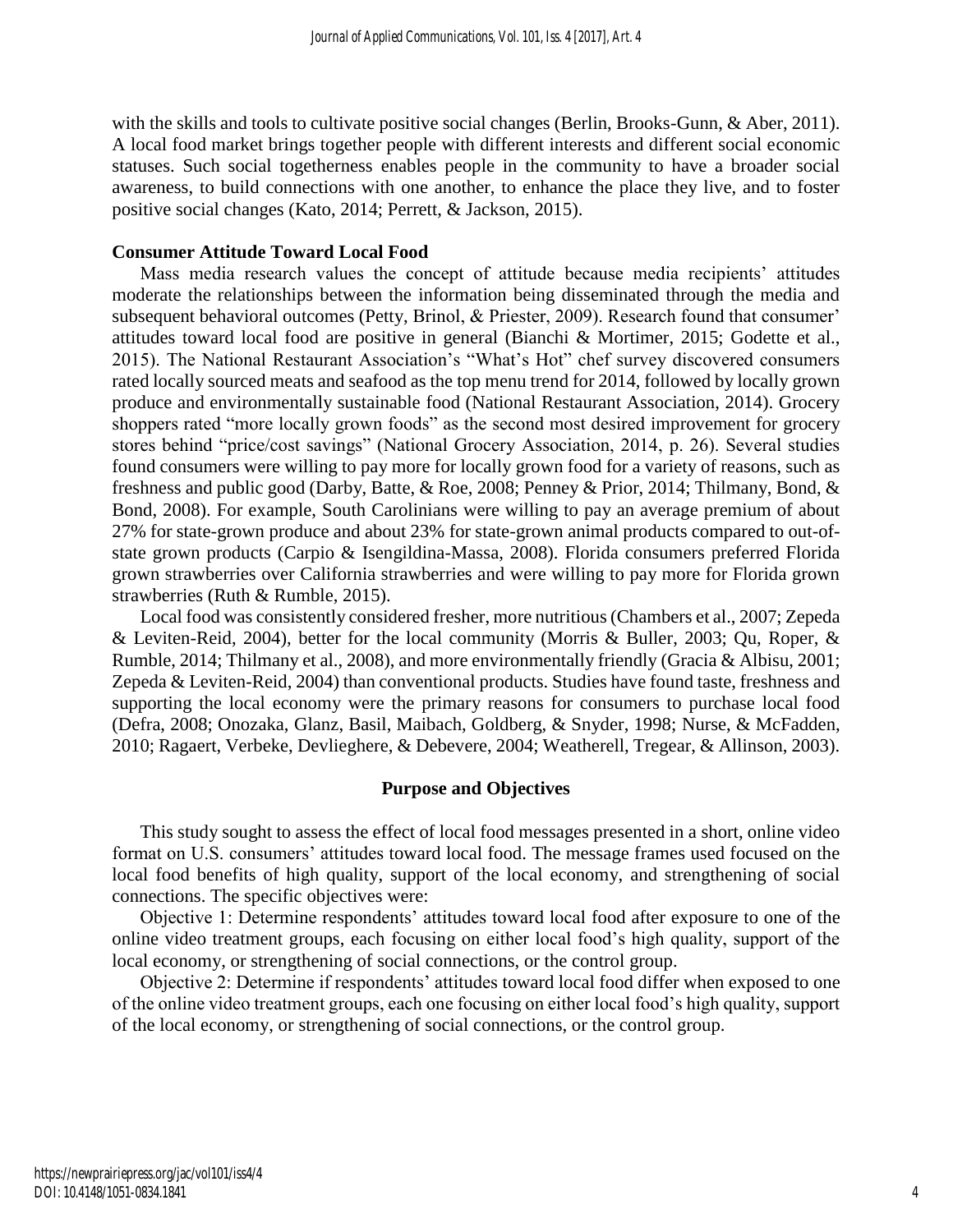with the skills and tools to cultivate positive social changes (Berlin, Brooks-Gunn, & Aber, 2011). A local food market brings together people with different interests and different social economic statuses. Such social togetherness enables people in the community to have a broader social awareness, to build connections with one another, to enhance the place they live, and to foster positive social changes (Kato, 2014; Perrett, & Jackson, 2015).

### Consumer Attitude Toward Local Food

Mass media research values the concept of attitude because media recipients' attitudes moderate the relationships between the information being disseminated through the media and subsequent behavioral outcomes (Petty, Brinol, & Priester, 2009). Research found that consumer' attitudes toward local food are positive in general (Bianchi & Mortimer, 2015; Godette et al., 2015). The National Restaurant Association's "What's Hot" chef survey discovered consumers rated locally sourced meats and seafood as the top menu trend for 2014, followed by locally grown produce and environmentally sustainable food (National Restaurant Association, 2014). Grocery shoppers rated "more locally grown foods" as the second most desired improvement for grocery stores behind "price/cost savings" (National Grocery Association, 2014, p. 26). Several studies found consumers were willing to pay more for locally grown food for a variety of reasons, such as freshness and public good (Darby, Batte, & Roe, 2008; Penney & Prior, 2014; Thilmany, Bond, & Bond, 2008). For example, South Carolinians were willing to pay an average premium of about 27% for state-grown produce and about 23% for state-grown animal products compared to out-of-state grown products (Carpio & Isengildina-Massa, 2008). Florida consumers preferred Florida grown strawberries over California strawberries and were willing to pay more for Florida grown strawberries (Ruth & Rumble, 2015).

Local food was consistently considered fresher, more nutritious (Chambers et al., 2007; Zepeda & Leviten-Reid, 2004), better for the local community (Morris & Buller, 2003; Qu, Roper, & Rumble, 2014; Thilmany et al., 2008), and more environmentally friendly (Gracia & Albisu, 2001; Zepeda & Leviten-Reid, 2004) than conventional products. Studies have found taste, freshness and supporting the local economy were the primary reasons for consumers to purchase local food (Defra, 2008; Onozaka, Glanz, Basil, Maibach, Goldberg, & Snyder, 1998; Nurse, & McFadden, 2010; Ragaert, Verbeke, Devlieghere, & Debevere, 2004; Weatherell, Tregear, & Allinson, 2003).

## Purpose and Objectives

This study sought to assess the effect of local food messages presented in a short, online video format on U.S. consumers' attitudes toward local food. The message frames used focused on the local food benefits of high quality, support of the local economy, and strengthening of social connections. The specific objectives were:

Objective 1: Determine respondents' attitudes toward local food after exposure to one of the online video treatment groups, each focusing on either local food's high quality, support of the local economy, or strengthening of social connections, or the control group.

Objective 2: Determine if respondents' attitudes toward local food differ when exposed to one of the online video treatment groups, each one focusing on either local food's high quality, support of the local economy, or strengthening of social connections, or the control group.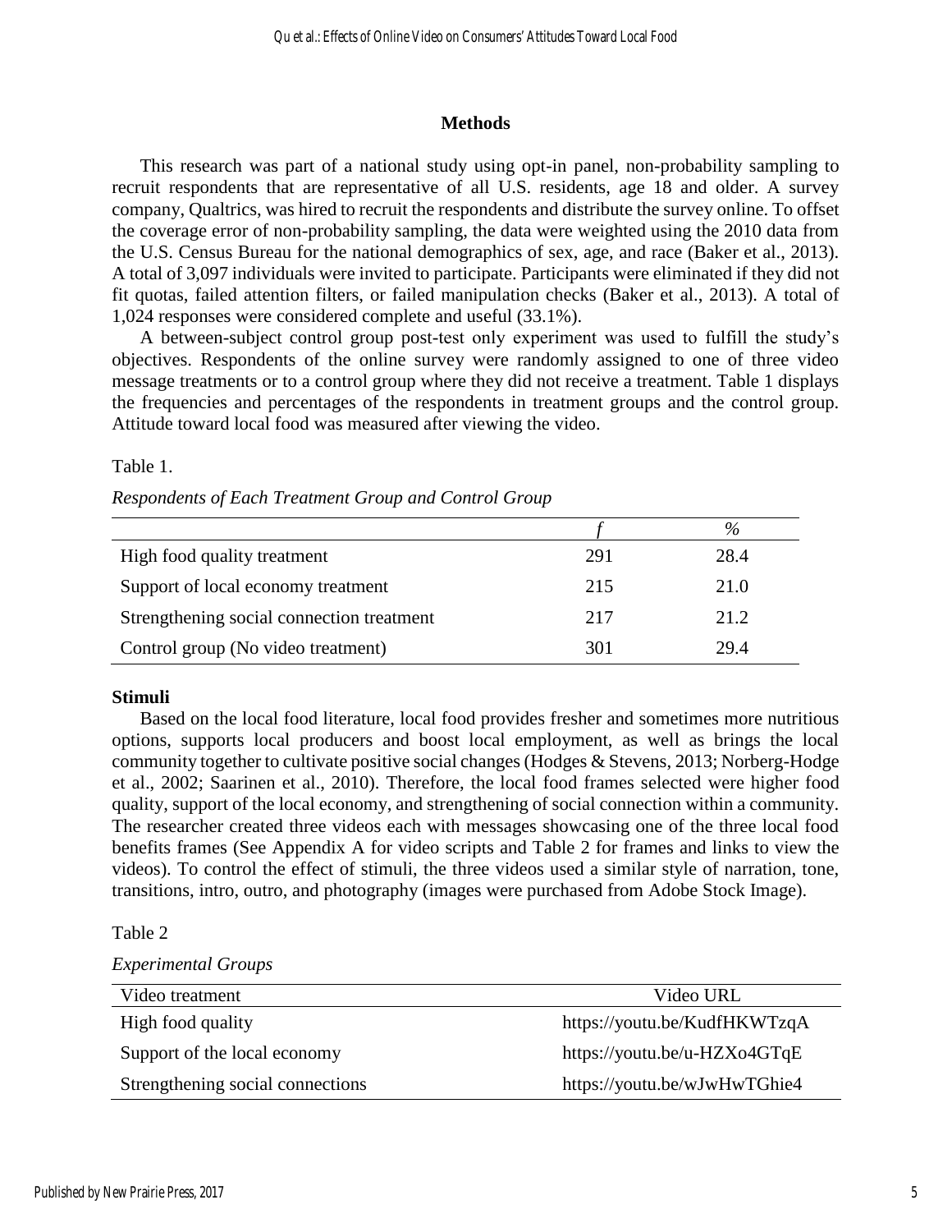## Methods

This research was part of a national study using opt-in panel, non-probability sampling to recruit respondents that are representative of all U.S. residents, age 18 and older. A survey company, Qualtrics, was hired to recruit the respondents and distribute the survey online. To offset the coverage error of non-probability sampling, the data were weighted using the 2010 data from the U.S. Census Bureau for the national demographics of sex, age, and race (Baker et al., 2013). A total of 3,097 individuals were invited to participate. Participants were eliminated if they did not fit quotas, failed attention filters, or failed manipulation checks (Baker et al., 2013). A total of 1,024 responses were considered complete and useful (33.1%).

A between-subject control group post-test only experiment was used to fulfill the study's objectives. Respondents of the online survey were randomly assigned to one of three video message treatments or to a control group where they did not receive a treatment. Table 1 displays the frequencies and percentages of the respondents in treatment groups and the control group. Attitude toward local food was measured after viewing the video.

Table 1.

*Respondents of Each Treatment Group and Control Group*

| | *f* | % |
|---|---|---|
| High food quality treatment | 291 | 28.4 |
| Support of local economy treatment | 215 | 21.0 |
| Strengthening social connection treatment | 217 | 21.2 |
| Control group (No video treatment) | 301 | 29.4 |

### Stimuli

Based on the local food literature, local food provides fresher and sometimes more nutritious options, supports local producers and boost local employment, as well as brings the local community together to cultivate positive social changes (Hodges & Stevens, 2013; Norberg-Hodge et al., 2002; Saarinen et al., 2010). Therefore, the local food frames selected were higher food quality, support of the local economy, and strengthening of social connection within a community. The researcher created three videos each with messages showcasing one of the three local food benefits frames (See Appendix A for video scripts and Table 2 for frames and links to view the videos). To control the effect of stimuli, the three videos used a similar style of narration, tone, transitions, intro, outro, and photography (images were purchased from Adobe Stock Image).

Table 2

*Experimental Groups*

| Video treatment | Video URL |
|---|---|
| High food quality | https://youtu.be/KudfHKWTzqA |
| Support of the local economy | https://youtu.be/u-HZXo4GTqE |
| Strengthening social connections | https://youtu.be/wJwHwTGhie4 |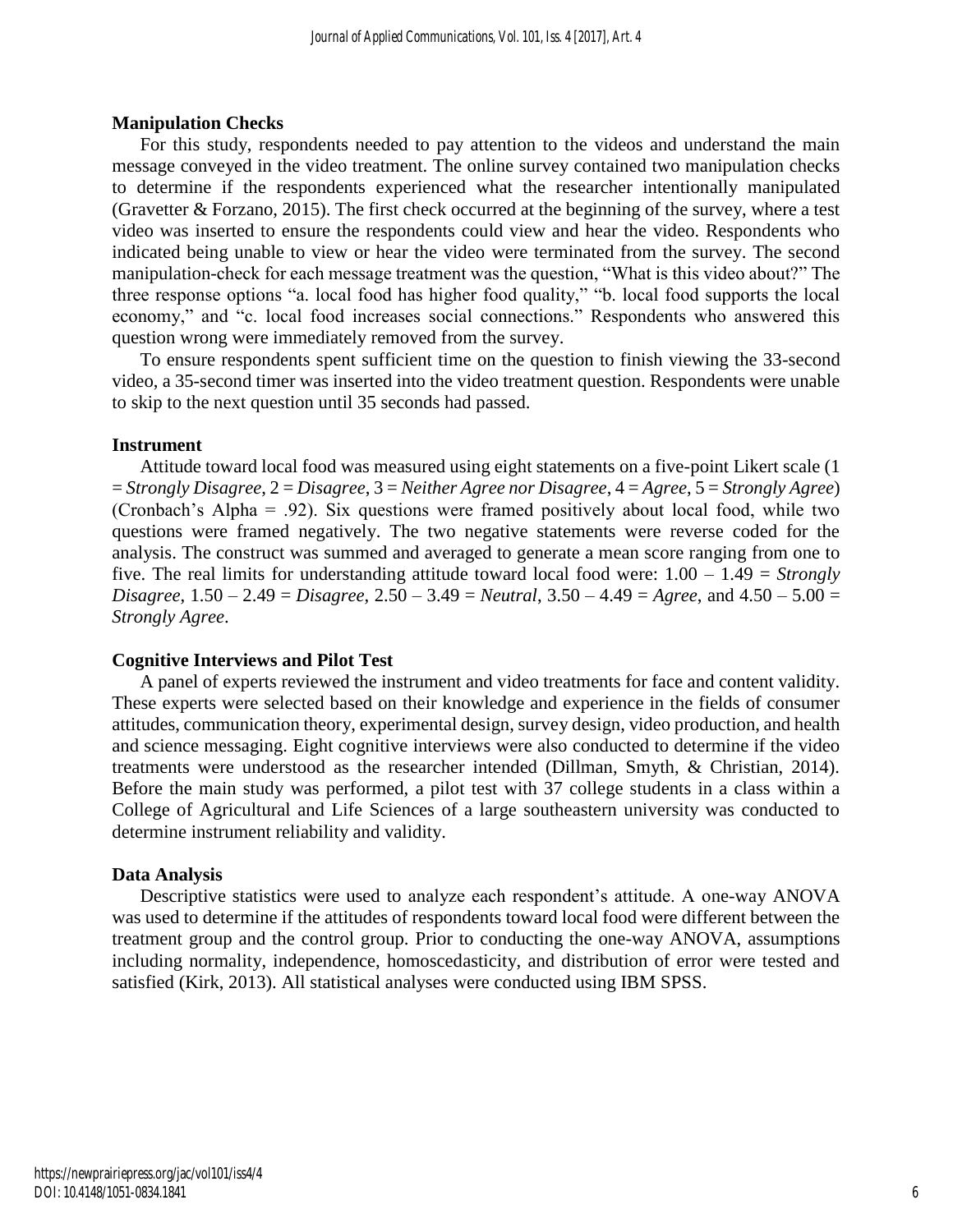### Manipulation Checks

For this study, respondents needed to pay attention to the videos and understand the main message conveyed in the video treatment. The online survey contained two manipulation checks to determine if the respondents experienced what the researcher intentionally manipulated (Gravetter & Forzano, 2015). The first check occurred at the beginning of the survey, where a test video was inserted to ensure the respondents could view and hear the video. Respondents who indicated being unable to view or hear the video were terminated from the survey. The second manipulation-check for each message treatment was the question, "What is this video about?" The three response options "a. local food has higher food quality," "b. local food supports the local economy," and "c. local food increases social connections." Respondents who answered this question wrong were immediately removed from the survey.

To ensure respondents spent sufficient time on the question to finish viewing the 33-second video, a 35-second timer was inserted into the video treatment question. Respondents were unable to skip to the next question until 35 seconds had passed.

### Instrument

Attitude toward local food was measured using eight statements on a five-point Likert scale (1 = *Strongly Disagree*, 2 = *Disagree*, 3 = *Neither Agree nor Disagree*, 4 = *Agree*, 5 = *Strongly Agree*) (Cronbach's Alpha = .92). Six questions were framed positively about local food, while two questions were framed negatively. The two negative statements were reverse coded for the analysis. The construct was summed and averaged to generate a mean score ranging from one to five. The real limits for understanding attitude toward local food were: 1.00 – 1.49 = *Strongly Disagree*, 1.50 – 2.49 = *Disagree*, 2.50 – 3.49 = *Neutral*, 3.50 – 4.49 = *Agree*, and 4.50 – 5.00 = *Strongly Agree*.

### Cognitive Interviews and Pilot Test

A panel of experts reviewed the instrument and video treatments for face and content validity. These experts were selected based on their knowledge and experience in the fields of consumer attitudes, communication theory, experimental design, survey design, video production, and health and science messaging. Eight cognitive interviews were also conducted to determine if the video treatments were understood as the researcher intended (Dillman, Smyth, & Christian, 2014). Before the main study was performed, a pilot test with 37 college students in a class within a College of Agricultural and Life Sciences of a large southeastern university was conducted to determine instrument reliability and validity.

### Data Analysis

Descriptive statistics were used to analyze each respondent's attitude. A one-way ANOVA was used to determine if the attitudes of respondents toward local food were different between the treatment group and the control group. Prior to conducting the one-way ANOVA, assumptions including normality, independence, homoscedasticity, and distribution of error were tested and satisfied (Kirk, 2013). All statistical analyses were conducted using IBM SPSS.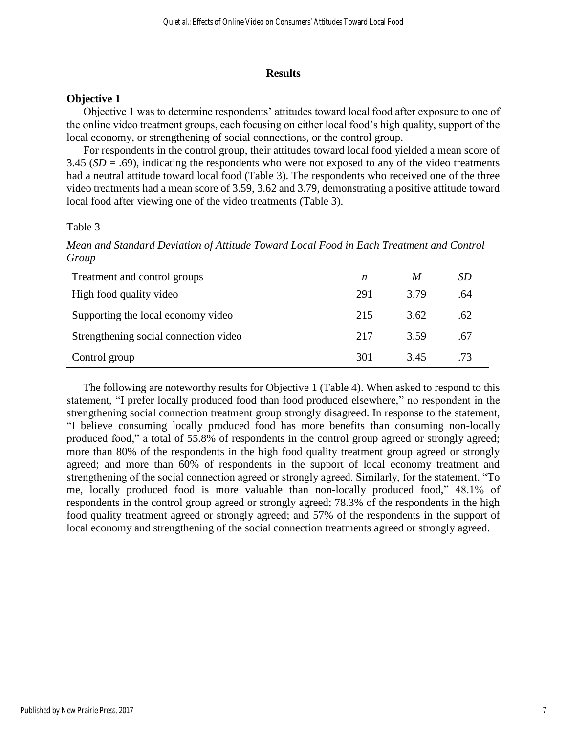## Results

### Objective 1

Objective 1 was to determine respondents' attitudes toward local food after exposure to one of the online video treatment groups, each focusing on either local food's high quality, support of the local economy, or strengthening of social connections, or the control group.

For respondents in the control group, their attitudes toward local food yielded a mean score of 3.45 (*SD* = .69), indicating the respondents who were not exposed to any of the video treatments had a neutral attitude toward local food (Table 3). The respondents who received one of the three video treatments had a mean score of 3.59, 3.62 and 3.79, demonstrating a positive attitude toward local food after viewing one of the video treatments (Table 3).

Table 3

*Mean and Standard Deviation of Attitude Toward Local Food in Each Treatment and Control Group*

| Treatment and control groups | *n* | *M* | *SD* |
|---|---|---|---|
| High food quality video | 291 | 3.79 | .64 |
| Supporting the local economy video | 215 | 3.62 | .62 |
| Strengthening social connection video | 217 | 3.59 | .67 |
| Control group | 301 | 3.45 | .73 |

The following are noteworthy results for Objective 1 (Table 4). When asked to respond to this statement, "I prefer locally produced food than food produced elsewhere," no respondent in the strengthening social connection treatment group strongly disagreed. In response to the statement, "I believe consuming locally produced food has more benefits than consuming non-locally produced food," a total of 55.8% of respondents in the control group agreed or strongly agreed; more than 80% of the respondents in the high food quality treatment group agreed or strongly agreed; and more than 60% of respondents in the support of local economy treatment and strengthening of the social connection agreed or strongly agreed. Similarly, for the statement, "To me, locally produced food is more valuable than non-locally produced food," 48.1% of respondents in the control group agreed or strongly agreed; 78.3% of the respondents in the high food quality treatment agreed or strongly agreed; and 57% of the respondents in the support of local economy and strengthening of the social connection treatments agreed or strongly agreed.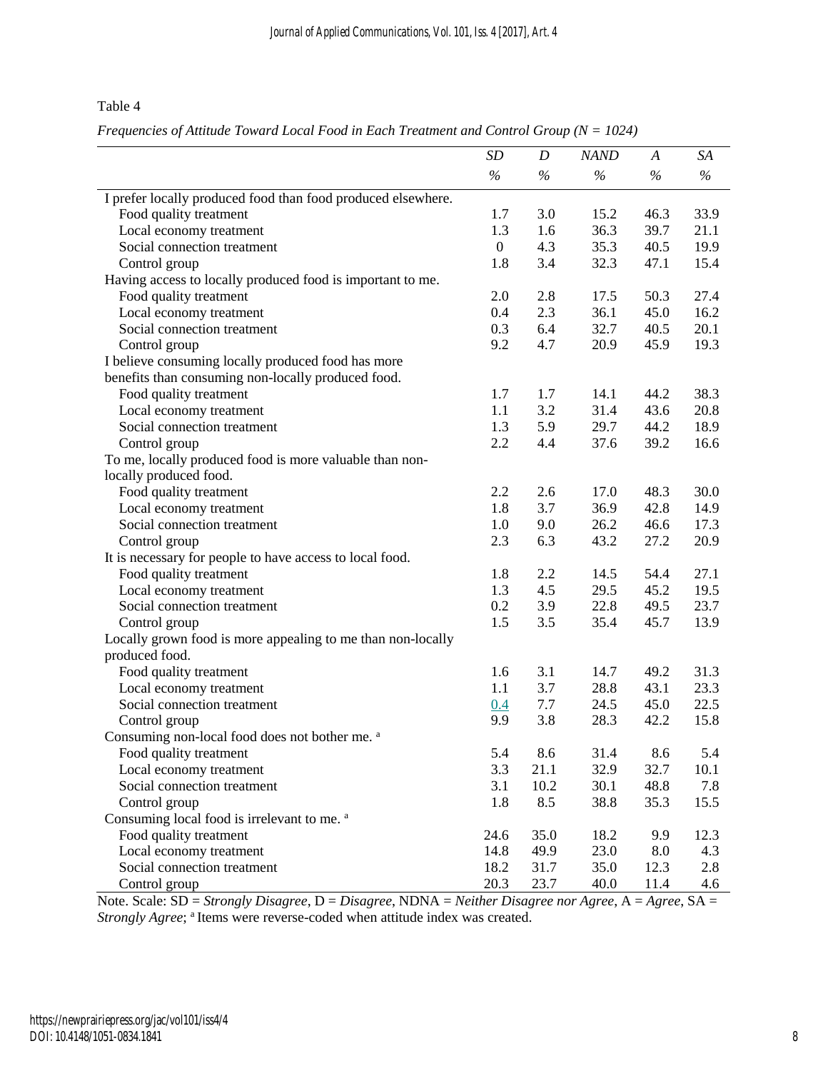Table 4

*Frequencies of Attitude Toward Local Food in Each Treatment and Control Group (N = 1024)*

| | *SD* | *D* | *NAND* | *A* | *SA* |
|---|---|---|---|---|---|
| | % | % | % | % | % |
| I prefer locally produced food than food produced elsewhere. | | | | | |
| Food quality treatment | 1.7 | 3.0 | 15.2 | 46.3 | 33.9 |
| Local economy treatment | 1.3 | 1.6 | 36.3 | 39.7 | 21.1 |
| Social connection treatment | 0 | 4.3 | 35.3 | 40.5 | 19.9 |
| Control group | 1.8 | 3.4 | 32.3 | 47.1 | 15.4 |
| Having access to locally produced food is important to me. | | | | | |
| Food quality treatment | 2.0 | 2.8 | 17.5 | 50.3 | 27.4 |
| Local economy treatment | 0.4 | 2.3 | 36.1 | 45.0 | 16.2 |
| Social connection treatment | 0.3 | 6.4 | 32.7 | 40.5 | 20.1 |
| Control group | 9.2 | 4.7 | 20.9 | 45.9 | 19.3 |
| I believe consuming locally produced food has more benefits than consuming non-locally produced food. | | | | | |
| Food quality treatment | 1.7 | 1.7 | 14.1 | 44.2 | 38.3 |
| Local economy treatment | 1.1 | 3.2 | 31.4 | 43.6 | 20.8 |
| Social connection treatment | 1.3 | 5.9 | 29.7 | 44.2 | 18.9 |
| Control group | 2.2 | 4.4 | 37.6 | 39.2 | 16.6 |
| To me, locally produced food is more valuable than non-locally produced food. | | | | | |
| Food quality treatment | 2.2 | 2.6 | 17.0 | 48.3 | 30.0 |
| Local economy treatment | 1.8 | 3.7 | 36.9 | 42.8 | 14.9 |
| Social connection treatment | 1.0 | 9.0 | 26.2 | 46.6 | 17.3 |
| Control group | 2.3 | 6.3 | 43.2 | 27.2 | 20.9 |
| It is necessary for people to have access to local food. | | | | | |
| Food quality treatment | 1.8 | 2.2 | 14.5 | 54.4 | 27.1 |
| Local economy treatment | 1.3 | 4.5 | 29.5 | 45.2 | 19.5 |
| Social connection treatment | 0.2 | 3.9 | 22.8 | 49.5 | 23.7 |
| Control group | 1.5 | 3.5 | 35.4 | 45.7 | 13.9 |
| Locally grown food is more appealing to me than non-locally produced food. | | | | | |
| Food quality treatment | 1.6 | 3.1 | 14.7 | 49.2 | 31.3 |
| Local economy treatment | 1.1 | 3.7 | 28.8 | 43.1 | 23.3 |
| Social connection treatment | 0.4 | 7.7 | 24.5 | 45.0 | 22.5 |
| Control group | 9.9 | 3.8 | 28.3 | 42.2 | 15.8 |
| Consuming non-local food does not bother me. [a] | | | | | |
| Food quality treatment | 5.4 | 8.6 | 31.4 | 8.6 | 5.4 |
| Local economy treatment | 3.3 | 21.1 | 32.9 | 32.7 | 10.1 |
| Social connection treatment | 3.1 | 10.2 | 30.1 | 48.8 | 7.8 |
| Control group | 1.8 | 8.5 | 38.8 | 35.3 | 15.5 |
| Consuming local food is irrelevant to me. [a] | | | | | |
| Food quality treatment | 24.6 | 35.0 | 18.2 | 9.9 | 12.3 |
| Local economy treatment | 14.8 | 49.9 | 23.0 | 8.0 | 4.3 |
| Social connection treatment | 18.2 | 31.7 | 35.0 | 12.3 | 2.8 |
| Control group | 20.3 | 23.7 | 40.0 | 11.4 | 4.6 |

Note. Scale: SD = *Strongly Disagree*, D = *Disagree*, NDNA = *Neither Disagree nor Agree*, A = *Agree*, SA = *Strongly Agree*; [a] Items were reverse-coded when attitude index was created.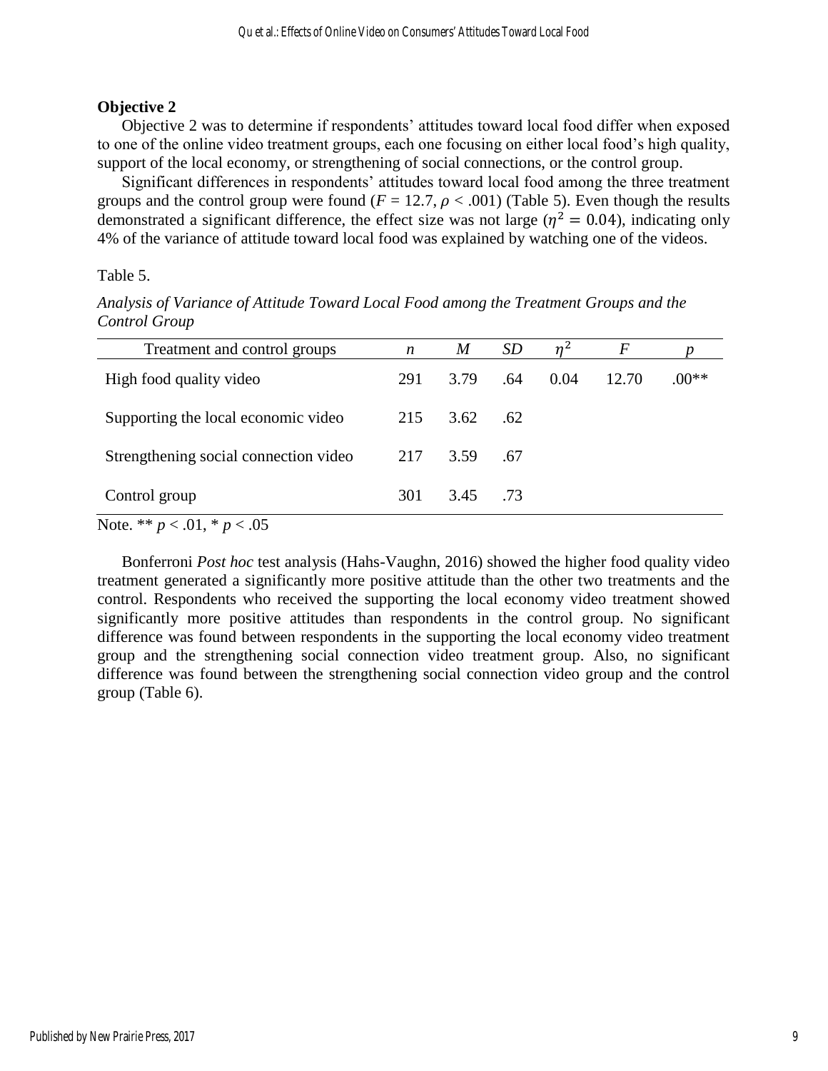**Objective 2**

Objective 2 was to determine if respondents' attitudes toward local food differ when exposed to one of the online video treatment groups, each one focusing on either local food's high quality, support of the local economy, or strengthening of social connections, or the control group.

Significant differences in respondents' attitudes toward local food among the three treatment groups and the control group were found ($F$ = 12.7, $\rho$ < .001) (Table 5). Even though the results demonstrated a significant difference, the effect size was not large ($\eta^2 = 0.04$), indicating only 4% of the variance of attitude toward local food was explained by watching one of the videos.

Table 5.

*Analysis of Variance of Attitude Toward Local Food among the Treatment Groups and the Control Group*

| Treatment and control groups | $n$ | $M$ | $SD$ | $\eta^2$ | $F$ | $p$ |
|---|---|---|---|---|---|---|
| High food quality video | 291 | 3.79 | .64 | 0.04 | 12.70 | .00** |
| Supporting the local economic video | 215 | 3.62 | .62 | | | |
| Strengthening social connection video | 217 | 3.59 | .67 | | | |
| Control group | 301 | 3.45 | .73 | | | |

Note. ** $p < .01$, * $p < .05$

Bonferroni *Post hoc* test analysis (Hahs-Vaughn, 2016) showed the higher food quality video treatment generated a significantly more positive attitude than the other two treatments and the control. Respondents who received the supporting the local economy video treatment showed significantly more positive attitudes than respondents in the control group. No significant difference was found between respondents in the supporting the local economy video treatment group and the strengthening social connection video treatment group. Also, no significant difference was found between the strengthening social connection video group and the control group (Table 6).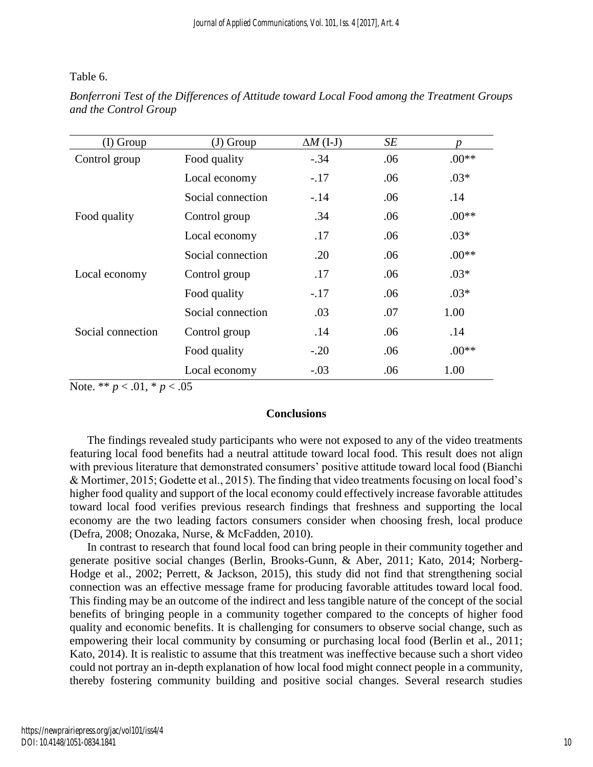Table 6.

*Bonferroni Test of the Differences of Attitude toward Local Food among the Treatment Groups and the Control Group*

| (I) Group | (J) Group | $\Delta M$ (I-J) | *SE* | *p* |
|---|---|---|---|---|
| Control group | Food quality | -.34 | .06 | .00** |
| | Local economy | -.17 | .06 | .03* |
| | Social connection | -.14 | .06 | .14 |
| Food quality | Control group | .34 | .06 | .00** |
| | Local economy | .17 | .06 | .03* |
| | Social connection | .20 | .06 | .00** |
| Local economy | Control group | .17 | .06 | .03* |
| | Food quality | -.17 | .06 | .03* |
| | Social connection | .03 | .07 | 1.00 |
| Social connection | Control group | .14 | .06 | .14 |
| | Food quality | -.20 | .06 | .00** |
| | Local economy | -.03 | .06 | 1.00 |

Note. ** $p < .01$, * $p < .05$

## Conclusions

The findings revealed study participants who were not exposed to any of the video treatments featuring local food benefits had a neutral attitude toward local food. This result does not align with previous literature that demonstrated consumers' positive attitude toward local food (Bianchi & Mortimer, 2015; Godette et al., 2015). The finding that video treatments focusing on local food's higher food quality and support of the local economy could effectively increase favorable attitudes toward local food verifies previous research findings that freshness and supporting the local economy are the two leading factors consumers consider when choosing fresh, local produce (Defra, 2008; Onozaka, Nurse, & McFadden, 2010).

In contrast to research that found local food can bring people in their community together and generate positive social changes (Berlin, Brooks-Gunn, & Aber, 2011; Kato, 2014; Norberg-Hodge et al., 2002; Perrett, & Jackson, 2015), this study did not find that strengthening social connection was an effective message frame for producing favorable attitudes toward local food. This finding may be an outcome of the indirect and less tangible nature of the concept of the social benefits of bringing people in a community together compared to the concepts of higher food quality and economic benefits. It is challenging for consumers to observe social change, such as empowering their local community by consuming or purchasing local food (Berlin et al., 2011; Kato, 2014). It is realistic to assume that this treatment was ineffective because such a short video could not portray an in-depth explanation of how local food might connect people in a community, thereby fostering community building and positive social changes. Several research studies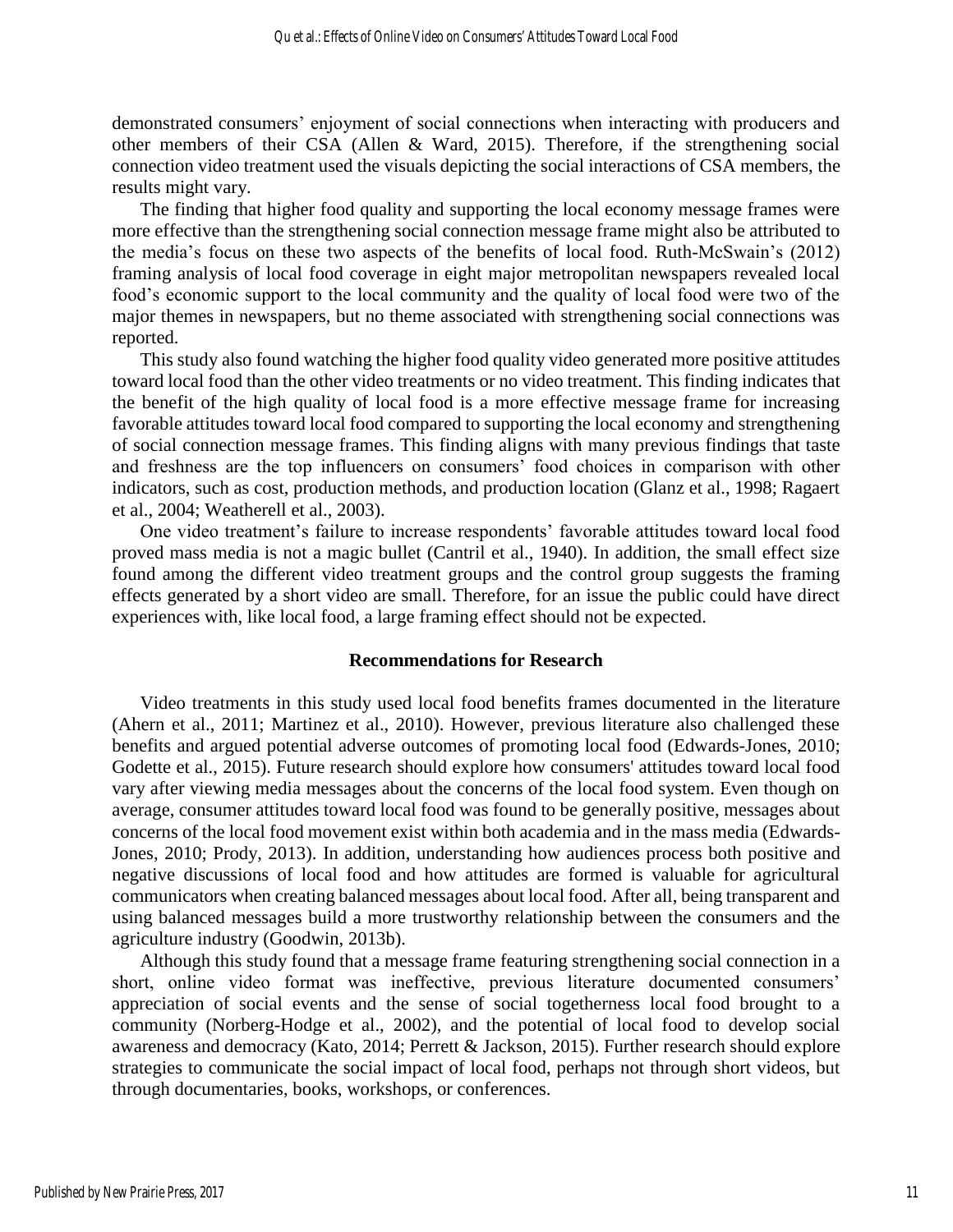demonstrated consumers' enjoyment of social connections when interacting with producers and other members of their CSA (Allen & Ward, 2015). Therefore, if the strengthening social connection video treatment used the visuals depicting the social interactions of CSA members, the results might vary.

The finding that higher food quality and supporting the local economy message frames were more effective than the strengthening social connection message frame might also be attributed to the media's focus on these two aspects of the benefits of local food. Ruth-McSwain's (2012) framing analysis of local food coverage in eight major metropolitan newspapers revealed local food's economic support to the local community and the quality of local food were two of the major themes in newspapers, but no theme associated with strengthening social connections was reported.

This study also found watching the higher food quality video generated more positive attitudes toward local food than the other video treatments or no video treatment. This finding indicates that the benefit of the high quality of local food is a more effective message frame for increasing favorable attitudes toward local food compared to supporting the local economy and strengthening of social connection message frames. This finding aligns with many previous findings that taste and freshness are the top influencers on consumers' food choices in comparison with other indicators, such as cost, production methods, and production location (Glanz et al., 1998; Ragaert et al., 2004; Weatherell et al., 2003).

One video treatment's failure to increase respondents' favorable attitudes toward local food proved mass media is not a magic bullet (Cantril et al., 1940). In addition, the small effect size found among the different video treatment groups and the control group suggests the framing effects generated by a short video are small. Therefore, for an issue the public could have direct experiences with, like local food, a large framing effect should not be expected.

## Recommendations for Research

Video treatments in this study used local food benefits frames documented in the literature (Ahern et al., 2011; Martinez et al., 2010). However, previous literature also challenged these benefits and argued potential adverse outcomes of promoting local food (Edwards-Jones, 2010; Godette et al., 2015). Future research should explore how consumers' attitudes toward local food vary after viewing media messages about the concerns of the local food system. Even though on average, consumer attitudes toward local food was found to be generally positive, messages about concerns of the local food movement exist within both academia and in the mass media (Edwards-Jones, 2010; Prody, 2013). In addition, understanding how audiences process both positive and negative discussions of local food and how attitudes are formed is valuable for agricultural communicators when creating balanced messages about local food. After all, being transparent and using balanced messages build a more trustworthy relationship between the consumers and the agriculture industry (Goodwin, 2013b).

Although this study found that a message frame featuring strengthening social connection in a short, online video format was ineffective, previous literature documented consumers' appreciation of social events and the sense of social togetherness local food brought to a community (Norberg-Hodge et al., 2002), and the potential of local food to develop social awareness and democracy (Kato, 2014; Perrett & Jackson, 2015). Further research should explore strategies to communicate the social impact of local food, perhaps not through short videos, but through documentaries, books, workshops, or conferences.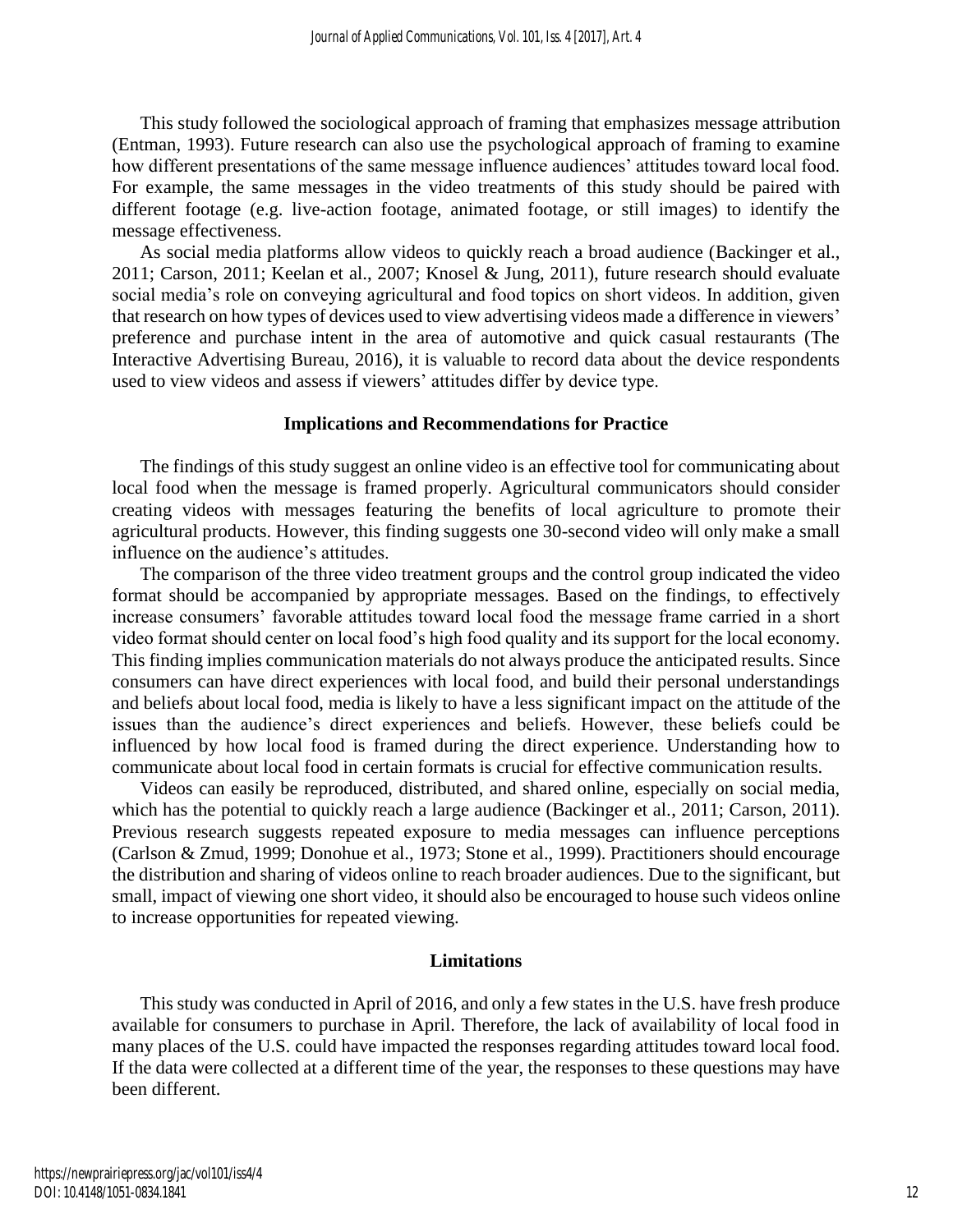This study followed the sociological approach of framing that emphasizes message attribution (Entman, 1993). Future research can also use the psychological approach of framing to examine how different presentations of the same message influence audiences' attitudes toward local food. For example, the same messages in the video treatments of this study should be paired with different footage (e.g. live-action footage, animated footage, or still images) to identify the message effectiveness.

As social media platforms allow videos to quickly reach a broad audience (Backinger et al., 2011; Carson, 2011; Keelan et al., 2007; Knosel & Jung, 2011), future research should evaluate social media's role on conveying agricultural and food topics on short videos. In addition, given that research on how types of devices used to view advertising videos made a difference in viewers' preference and purchase intent in the area of automotive and quick casual restaurants (The Interactive Advertising Bureau, 2016), it is valuable to record data about the device respondents used to view videos and assess if viewers' attitudes differ by device type.

## Implications and Recommendations for Practice

The findings of this study suggest an online video is an effective tool for communicating about local food when the message is framed properly. Agricultural communicators should consider creating videos with messages featuring the benefits of local agriculture to promote their agricultural products. However, this finding suggests one 30-second video will only make a small influence on the audience's attitudes.

The comparison of the three video treatment groups and the control group indicated the video format should be accompanied by appropriate messages. Based on the findings, to effectively increase consumers' favorable attitudes toward local food the message frame carried in a short video format should center on local food's high food quality and its support for the local economy. This finding implies communication materials do not always produce the anticipated results. Since consumers can have direct experiences with local food, and build their personal understandings and beliefs about local food, media is likely to have a less significant impact on the attitude of the issues than the audience's direct experiences and beliefs. However, these beliefs could be influenced by how local food is framed during the direct experience. Understanding how to communicate about local food in certain formats is crucial for effective communication results.

Videos can easily be reproduced, distributed, and shared online, especially on social media, which has the potential to quickly reach a large audience (Backinger et al., 2011; Carson, 2011). Previous research suggests repeated exposure to media messages can influence perceptions (Carlson & Zmud, 1999; Donohue et al., 1973; Stone et al., 1999). Practitioners should encourage the distribution and sharing of videos online to reach broader audiences. Due to the significant, but small, impact of viewing one short video, it should also be encouraged to house such videos online to increase opportunities for repeated viewing.

## Limitations

This study was conducted in April of 2016, and only a few states in the U.S. have fresh produce available for consumers to purchase in April. Therefore, the lack of availability of local food in many places of the U.S. could have impacted the responses regarding attitudes toward local food. If the data were collected at a different time of the year, the responses to these questions may have been different.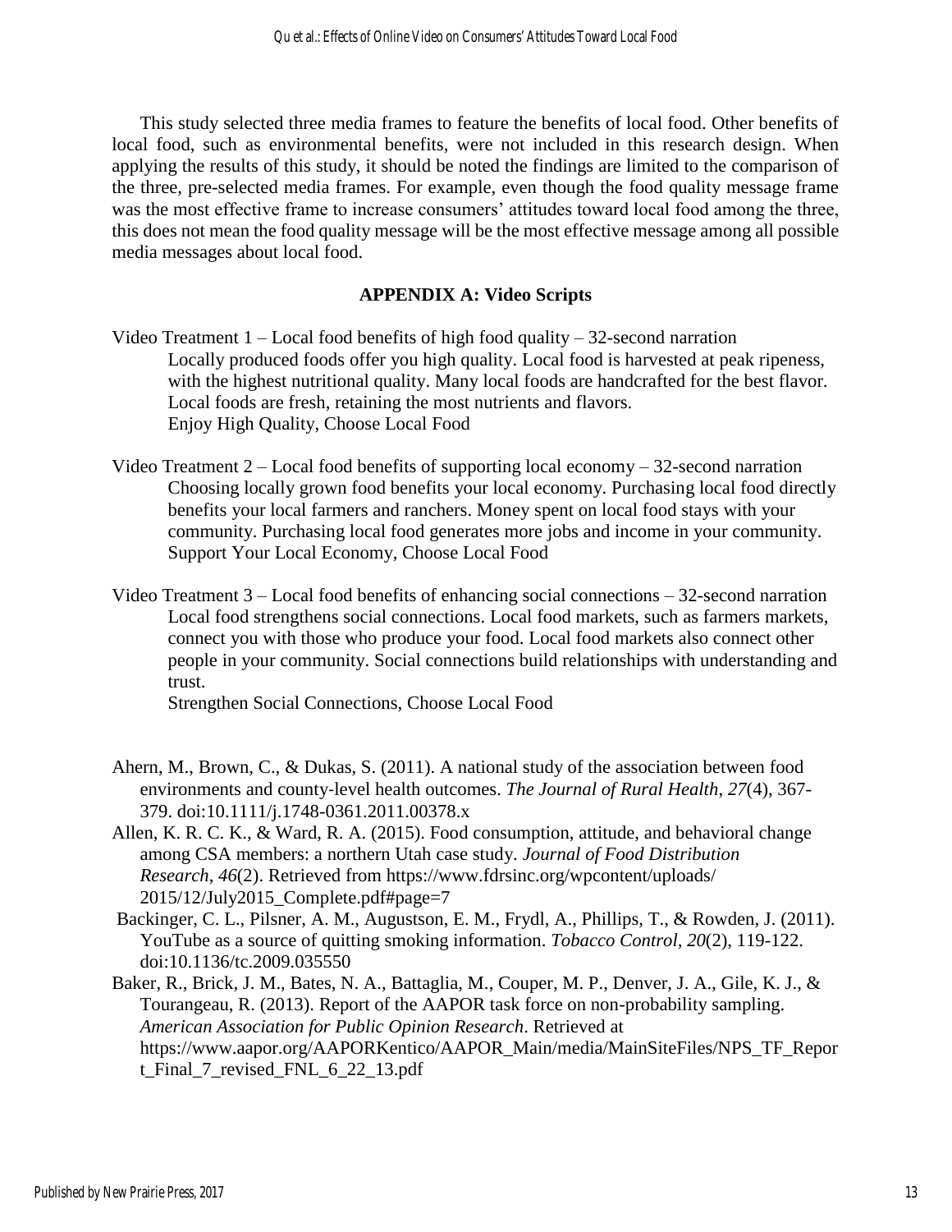This study selected three media frames to feature the benefits of local food. Other benefits of local food, such as environmental benefits, were not included in this research design. When applying the results of this study, it should be noted the findings are limited to the comparison of the three, pre-selected media frames. For example, even though the food quality message frame was the most effective frame to increase consumers' attitudes toward local food among the three, this does not mean the food quality message will be the most effective message among all possible media messages about local food.

## APPENDIX A: Video Scripts

Video Treatment 1 – Local food benefits of high food quality – 32-second narration

Locally produced foods offer you high quality. Local food is harvested at peak ripeness, with the highest nutritional quality. Many local foods are handcrafted for the best flavor. Local foods are fresh, retaining the most nutrients and flavors.
Enjoy High Quality, Choose Local Food

Video Treatment 2 – Local food benefits of supporting local economy – 32-second narration

Choosing locally grown food benefits your local economy. Purchasing local food directly benefits your local farmers and ranchers. Money spent on local food stays with your community. Purchasing local food generates more jobs and income in your community.
Support Your Local Economy, Choose Local Food

Video Treatment 3 – Local food benefits of enhancing social connections – 32-second narration

Local food strengthens social connections. Local food markets, such as farmers markets, connect you with those who produce your food. Local food markets also connect other people in your community. Social connections build relationships with understanding and trust.
Strengthen Social Connections, Choose Local Food

Ahern, M., Brown, C., & Dukas, S. (2011). A national study of the association between food environments and county-level health outcomes. *The Journal of Rural Health*, *27*(4), 367-379. doi:10.1111/j.1748-0361.2011.00378.x

Allen, K. R. C. K., & Ward, R. A. (2015). Food consumption, attitude, and behavioral change among CSA members: a northern Utah case study. *Journal of Food Distribution Research*, *46*(2). Retrieved from https://www.fdrsinc.org/wpcontent/uploads/2015/12/July2015_Complete.pdf#page=7

Backinger, C. L., Pilsner, A. M., Augustson, E. M., Frydl, A., Phillips, T., & Rowden, J. (2011). YouTube as a source of quitting smoking information. *Tobacco Control, 20*(2), 119-122. doi:10.1136/tc.2009.035550

Baker, R., Brick, J. M., Bates, N. A., Battaglia, M., Couper, M. P., Denver, J. A., Gile, K. J., & Tourangeau, R. (2013). Report of the AAPOR task force on non-probability sampling. *American Association for Public Opinion Research*. Retrieved at https://www.aapor.org/AAPORKentico/AAPOR_Main/media/MainSiteFiles/NPS_TF_Report_Final_7_revised_FNL_6_22_13.pdf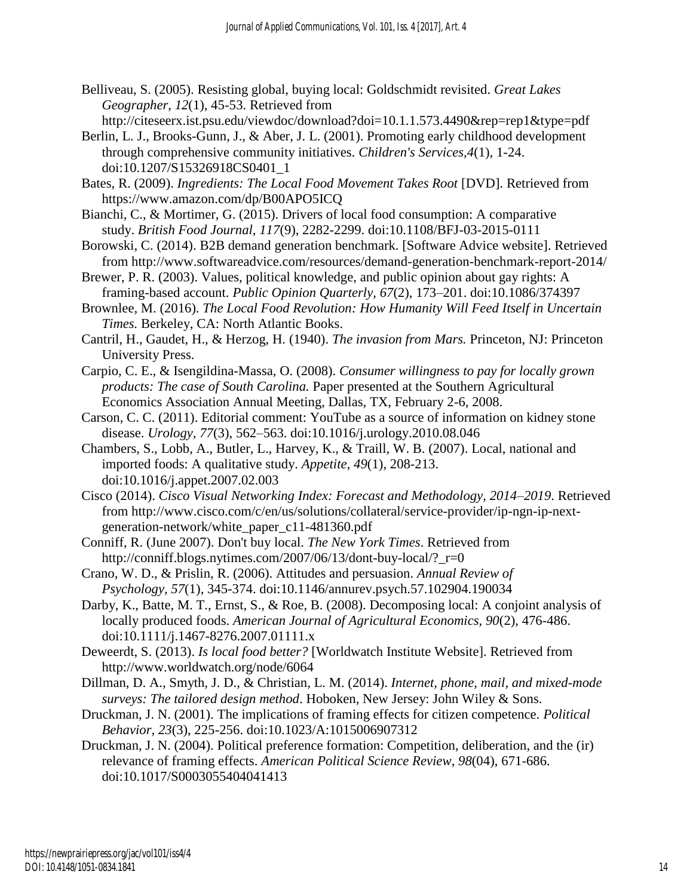Belliveau, S. (2005). Resisting global, buying local: Goldschmidt revisited. *Great Lakes Geographer, 12*(1), 45-53. Retrieved from http://citeseerx.ist.psu.edu/viewdoc/download?doi=10.1.1.573.4490&rep=rep1&type=pdf

Berlin, L. J., Brooks-Gunn, J., & Aber, J. L. (2001). Promoting early childhood development through comprehensive community initiatives. *Children's Services,4*(1), 1-24. doi:10.1207/S15326918CS0401_1

Bates, R. (2009). *Ingredients: The Local Food Movement Takes Root* [DVD]. Retrieved from https://www.amazon.com/dp/B00APO5ICQ

Bianchi, C., & Mortimer, G. (2015). Drivers of local food consumption: A comparative study. *British Food Journal, 117*(9), 2282-2299. doi:10.1108/BFJ-03-2015-0111

Borowski, C. (2014). B2B demand generation benchmark. [Software Advice website]. Retrieved from http://www.softwareadvice.com/resources/demand-generation-benchmark-report-2014/

Brewer, P. R. (2003). Values, political knowledge, and public opinion about gay rights: A framing-based account. *Public Opinion Quarterly, 67*(2), 173–201. doi:10.1086/374397

Brownlee, M. (2016). *The Local Food Revolution: How Humanity Will Feed Itself in Uncertain Times.* Berkeley, CA: North Atlantic Books.

Cantril, H., Gaudet, H., & Herzog, H. (1940). *The invasion from Mars.* Princeton, NJ: Princeton University Press.

Carpio, C. E., & Isengildina-Massa, O. (2008). *Consumer willingness to pay for locally grown products: The case of South Carolina.* Paper presented at the Southern Agricultural Economics Association Annual Meeting, Dallas, TX, February 2-6, 2008.

Carson, C. C. (2011). Editorial comment: YouTube as a source of information on kidney stone disease. *Urology, 77*(3), 562–563. doi:10.1016/j.urology.2010.08.046

Chambers, S., Lobb, A., Butler, L., Harvey, K., & Traill, W. B. (2007). Local, national and imported foods: A qualitative study. *Appetite, 49*(1), 208-213. doi:10.1016/j.appet.2007.02.003

Cisco (2014). *Cisco Visual Networking Index: Forecast and Methodology, 2014–2019*. Retrieved from http://www.cisco.com/c/en/us/solutions/collateral/service-provider/ip-ngn-ip-next-generation-network/white_paper_c11-481360.pdf

Conniff, R. (June 2007). Don't buy local. *The New York Times*. Retrieved from http://conniff.blogs.nytimes.com/2007/06/13/dont-buy-local/?_r=0

Crano, W. D., & Prislin, R. (2006). Attitudes and persuasion. *Annual Review of Psychology, 57*(1), 345-374. doi:10.1146/annurev.psych.57.102904.190034

Darby, K., Batte, M. T., Ernst, S., & Roe, B. (2008). Decomposing local: A conjoint analysis of locally produced foods. *American Journal of Agricultural Economics*, *90*(2), 476-486. doi:10.1111/j.1467-8276.2007.01111.x

Deweerdt, S. (2013). *Is local food better?* [Worldwatch Institute Website]. Retrieved from http://www.worldwatch.org/node/6064

Dillman, D. A., Smyth, J. D., & Christian, L. M. (2014). *Internet, phone, mail, and mixed-mode surveys: The tailored design method*. Hoboken, New Jersey: John Wiley & Sons.

Druckman, J. N. (2001). The implications of framing effects for citizen competence. *Political Behavior*, *23*(3), 225-256. doi:10.1023/A:1015006907312

Druckman, J. N. (2004). Political preference formation: Competition, deliberation, and the (ir) relevance of framing effects. *American Political Science Review*, *98*(04), 671-686. doi:10.1017/S0003055404041413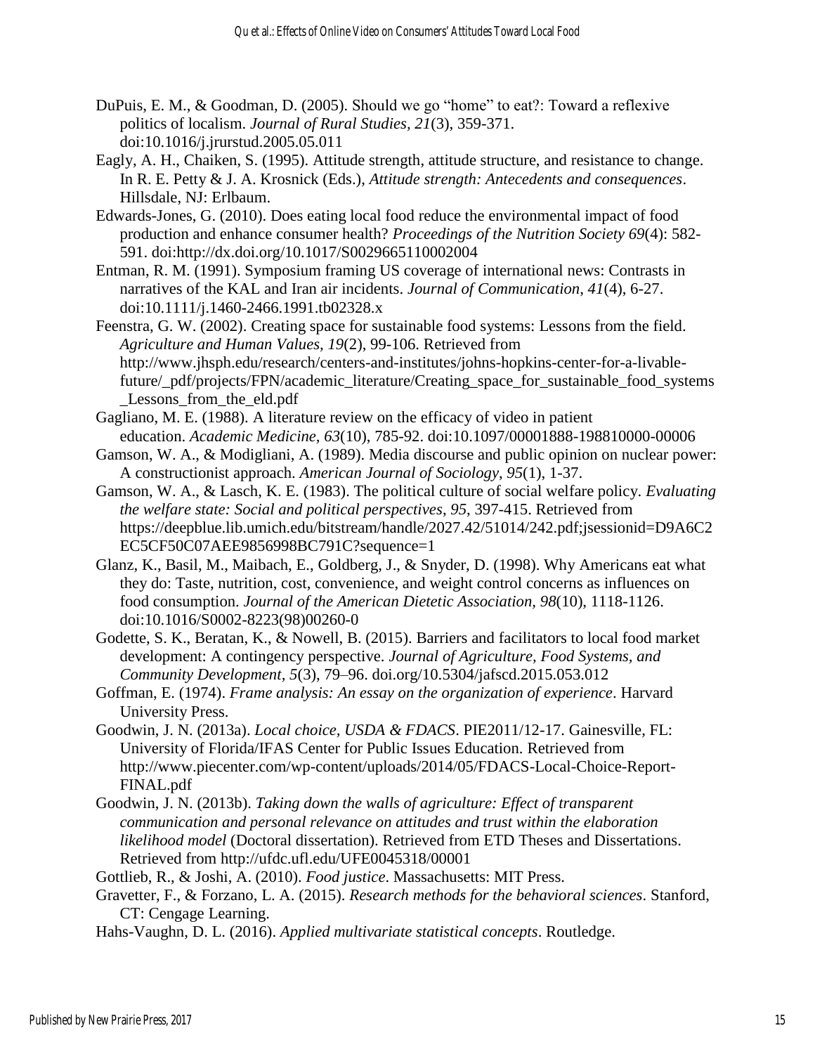DuPuis, E. M., & Goodman, D. (2005). Should we go "home" to eat?: Toward a reflexive politics of localism. *Journal of Rural Studies, 21*(3), 359-371. doi:10.1016/j.jrurstud.2005.05.011

Eagly, A. H., Chaiken, S. (1995). Attitude strength, attitude structure, and resistance to change. In R. E. Petty & J. A. Krosnick (Eds.), *Attitude strength: Antecedents and consequences*. Hillsdale, NJ: Erlbaum.

Edwards-Jones, G. (2010). Does eating local food reduce the environmental impact of food production and enhance consumer health? *Proceedings of the Nutrition Society 69*(4): 582-591. doi:http://dx.doi.org/10.1017/S0029665110002004

Entman, R. M. (1991). Symposium framing US coverage of international news: Contrasts in narratives of the KAL and Iran air incidents. *Journal of Communication*, *41*(4), 6-27. doi:10.1111/j.1460-2466.1991.tb02328.x

Feenstra, G. W. (2002). Creating space for sustainable food systems: Lessons from the field. *Agriculture and Human Values, 19*(2), 99-106. Retrieved from http://www.jhsph.edu/research/centers-and-institutes/johns-hopkins-center-for-a-livable-future/_pdf/projects/FPN/academic_literature/Creating_space_for_sustainable_food_systems_Lessons_from_the_eld.pdf

Gagliano, M. E. (1988). A literature review on the efficacy of video in patient education. *Academic Medicine, 63*(10), 785-92. doi:10.1097/00001888-198810000-00006

Gamson, W. A., & Modigliani, A. (1989). Media discourse and public opinion on nuclear power: A constructionist approach. *American Journal of Sociology*, *95*(1), 1-37.

Gamson, W. A., & Lasch, K. E. (1983). The political culture of social welfare policy. *Evaluating the welfare state: Social and political perspectives*, *95*, 397-415. Retrieved from https://deepblue.lib.umich.edu/bitstream/handle/2027.42/51014/242.pdf;jsessionid=D9A6C2EC5CF50C07AEE9856998BC791C?sequence=1

Glanz, K., Basil, M., Maibach, E., Goldberg, J., & Snyder, D. (1998). Why Americans eat what they do: Taste, nutrition, cost, convenience, and weight control concerns as influences on food consumption. *Journal of the American Dietetic Association, 98*(10), 1118-1126. doi:10.1016/S0002-8223(98)00260-0

Godette, S. K., Beratan, K., & Nowell, B. (2015). Barriers and facilitators to local food market development: A contingency perspective. *Journal of Agriculture, Food Systems, and Community Development*, *5*(3), 79–96. doi.org/10.5304/jafscd.2015.053.012

Goffman, E. (1974). *Frame analysis: An essay on the organization of experience*. Harvard University Press.

Goodwin, J. N. (2013a). *Local choice, USDA & FDACS*. PIE2011/12-17. Gainesville, FL: University of Florida/IFAS Center for Public Issues Education. Retrieved from http://www.piecenter.com/wp-content/uploads/2014/05/FDACS-Local-Choice-Report-FINAL.pdf

Goodwin, J. N. (2013b). *Taking down the walls of agriculture: Effect of transparent communication and personal relevance on attitudes and trust within the elaboration likelihood model* (Doctoral dissertation). Retrieved from ETD Theses and Dissertations. Retrieved from http://ufdc.ufl.edu/UFE0045318/00001

Gottlieb, R., & Joshi, A. (2010). *Food justice*. Massachusetts: MIT Press.

Gravetter, F., & Forzano, L. A. (2015). *Research methods for the behavioral sciences*. Stanford, CT: Cengage Learning.

Hahs-Vaughn, D. L. (2016). *Applied multivariate statistical concepts*. Routledge.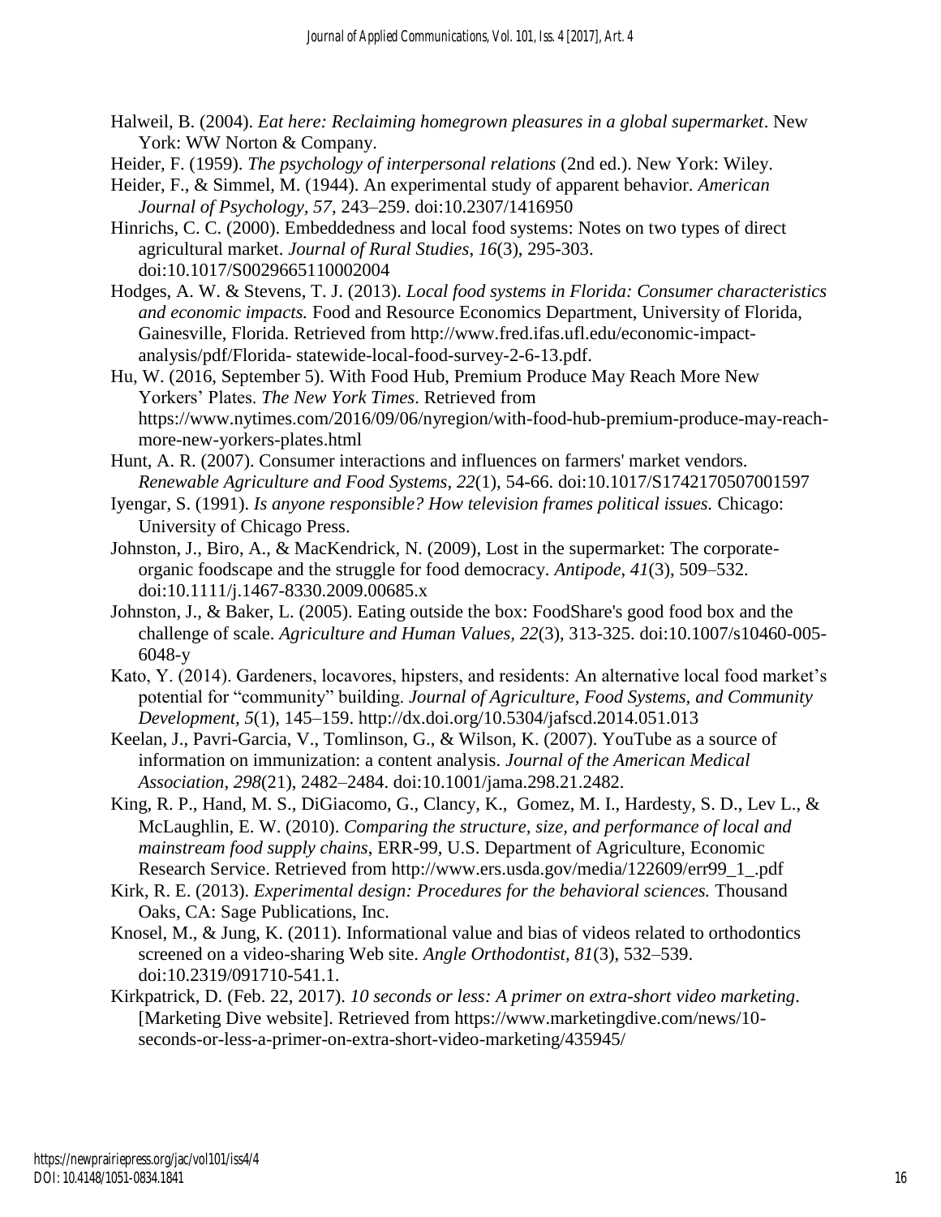Halweil, B. (2004). *Eat here: Reclaiming homegrown pleasures in a global supermarket*. New York: WW Norton & Company.

Heider, F. (1959). *The psychology of interpersonal relations* (2nd ed.). New York: Wiley.

Heider, F., & Simmel, M. (1944). An experimental study of apparent behavior. *American Journal of Psychology*, *57*, 243–259. doi:10.2307/1416950

Hinrichs, C. C. (2000). Embeddedness and local food systems: Notes on two types of direct agricultural market. *Journal of Rural Studies*, *16*(3), 295-303. doi:10.1017/S0029665110002004

Hodges, A. W. & Stevens, T. J. (2013). *Local food systems in Florida: Consumer characteristics and economic impacts.* Food and Resource Economics Department, University of Florida, Gainesville, Florida. Retrieved from http://www.fred.ifas.ufl.edu/economic-impact-analysis/pdf/Florida- statewide-local-food-survey-2-6-13.pdf.

Hu, W. (2016, September 5). With Food Hub, Premium Produce May Reach More New Yorkers' Plates. *The New York Times*. Retrieved from https://www.nytimes.com/2016/09/06/nyregion/with-food-hub-premium-produce-may-reach-more-new-yorkers-plates.html

Hunt, A. R. (2007). Consumer interactions and influences on farmers' market vendors. *Renewable Agriculture and Food Systems, 22*(1), 54-66. doi:10.1017/S1742170507001597

Iyengar, S. (1991). *Is anyone responsible? How television frames political issues.* Chicago: University of Chicago Press.

Johnston, J., Biro, A., & MacKendrick, N. (2009), Lost in the supermarket: The corporate-organic foodscape and the struggle for food democracy. *Antipode*, *41*(3), 509–532. doi:10.1111/j.1467-8330.2009.00685.x

Johnston, J., & Baker, L. (2005). Eating outside the box: FoodShare's good food box and the challenge of scale. *Agriculture and Human Values, 22*(3), 313-325. doi:10.1007/s10460-005-6048-y

Kato, Y. (2014). Gardeners, locavores, hipsters, and residents: An alternative local food market's potential for "community" building. *Journal of Agriculture, Food Systems, and Community Development, 5*(1), 145–159. http://dx.doi.org/10.5304/jafscd.2014.051.013

Keelan, J., Pavri-Garcia, V., Tomlinson, G., & Wilson, K. (2007). YouTube as a source of information on immunization: a content analysis. *Journal of the American Medical Association, 298*(21), 2482–2484. doi:10.1001/jama.298.21.2482.

King, R. P., Hand, M. S., DiGiacomo, G., Clancy, K., Gomez, M. I., Hardesty, S. D., Lev L., & McLaughlin, E. W. (2010). *Comparing the structure, size, and performance of local and mainstream food supply chains*, ERR-99, U.S. Department of Agriculture, Economic Research Service. Retrieved from http://www.ers.usda.gov/media/122609/err99_1_.pdf

Kirk, R. E. (2013). *Experimental design: Procedures for the behavioral sciences.* Thousand Oaks, CA: Sage Publications, Inc.

Knosel, M., & Jung, K. (2011). Informational value and bias of videos related to orthodontics screened on a video-sharing Web site. *Angle Orthodontist, 81*(3), 532–539. doi:10.2319/091710-541.1.

Kirkpatrick, D. (Feb. 22, 2017). *10 seconds or less: A primer on extra-short video marketing*. [Marketing Dive website]. Retrieved from https://www.marketingdive.com/news/10-seconds-or-less-a-primer-on-extra-short-video-marketing/435945/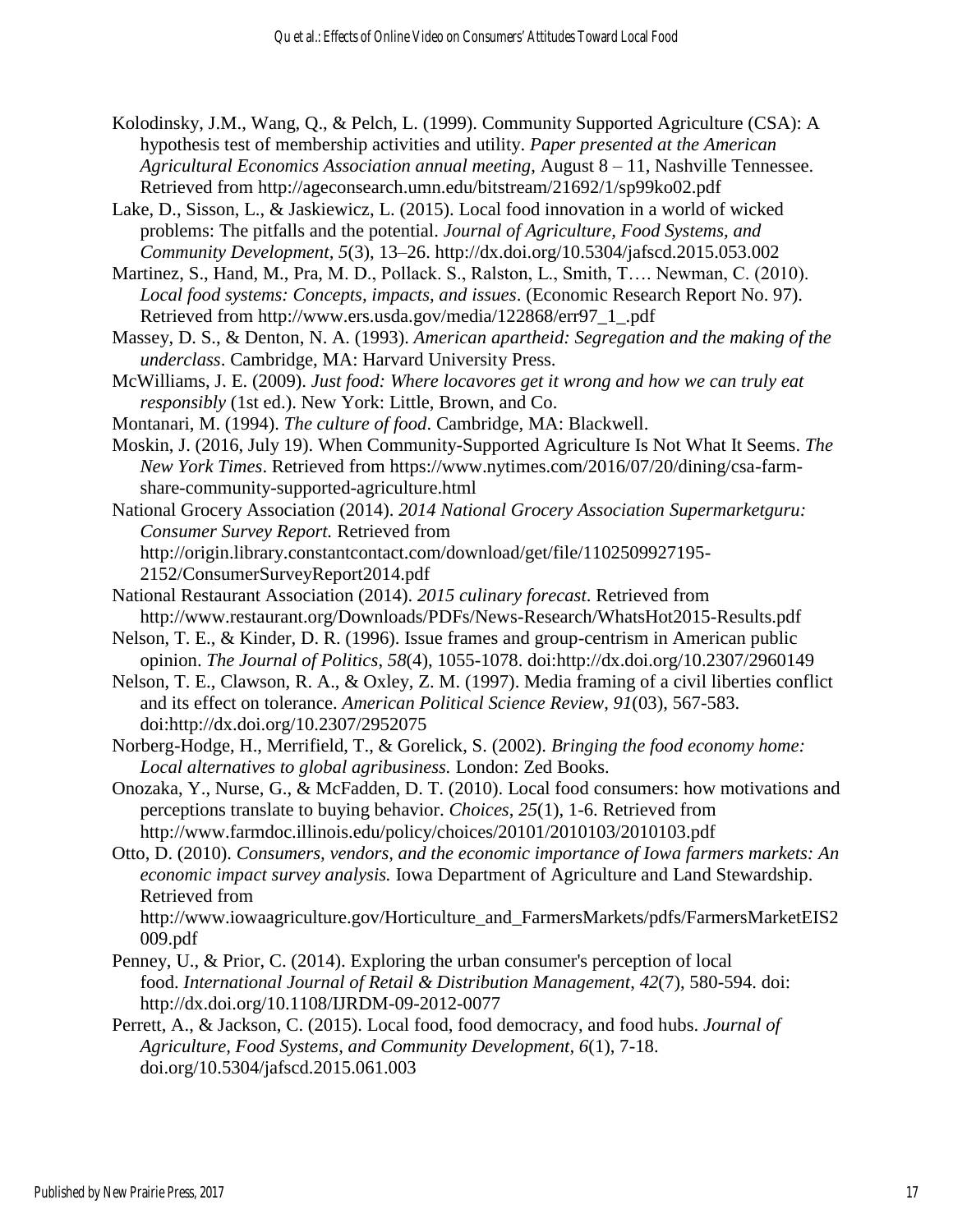Kolodinsky, J.M., Wang, Q., & Pelch, L. (1999). Community Supported Agriculture (CSA): A hypothesis test of membership activities and utility. *Paper presented at the American Agricultural Economics Association annual meeting*, August 8 – 11, Nashville Tennessee. Retrieved from http://ageconsearch.umn.edu/bitstream/21692/1/sp99ko02.pdf

Lake, D., Sisson, L., & Jaskiewicz, L. (2015). Local food innovation in a world of wicked problems: The pitfalls and the potential. *Journal of Agriculture, Food Systems, and Community Development*, *5*(3), 13–26. http://dx.doi.org/10.5304/jafscd.2015.053.002

Martinez, S., Hand, M., Pra, M. D., Pollack. S., Ralston, L., Smith, T…. Newman, C. (2010). *Local food systems: Concepts, impacts, and issues*. (Economic Research Report No. 97). Retrieved from http://www.ers.usda.gov/media/122868/err97_1_.pdf

Massey, D. S., & Denton, N. A. (1993). *American apartheid: Segregation and the making of the underclass*. Cambridge, MA: Harvard University Press.

McWilliams, J. E. (2009). *Just food: Where locavores get it wrong and how we can truly eat responsibly* (1st ed.). New York: Little, Brown, and Co.

Montanari, M. (1994). *The culture of food*. Cambridge, MA: Blackwell.

Moskin, J. (2016, July 19). When Community-Supported Agriculture Is Not What It Seems. *The New York Times*. Retrieved from https://www.nytimes.com/2016/07/20/dining/csa-farm-share-community-supported-agriculture.html

National Grocery Association (2014). *2014 National Grocery Association Supermarketguru: Consumer Survey Report*. Retrieved from http://origin.library.constantcontact.com/download/get/file/1102509927195-2152/ConsumerSurveyReport2014.pdf

National Restaurant Association (2014). *2015 culinary forecast*. Retrieved from http://www.restaurant.org/Downloads/PDFs/News-Research/WhatsHot2015-Results.pdf

Nelson, T. E., & Kinder, D. R. (1996). Issue frames and group-centrism in American public opinion. *The Journal of Politics*, *58*(4), 1055-1078. doi:http://dx.doi.org/10.2307/2960149

Nelson, T. E., Clawson, R. A., & Oxley, Z. M. (1997). Media framing of a civil liberties conflict and its effect on tolerance. *American Political Science Review*, *91*(03), 567-583. doi:http://dx.doi.org/10.2307/2952075

Norberg-Hodge, H., Merrifield, T., & Gorelick, S. (2002). *Bringing the food economy home: Local alternatives to global agribusiness.* London: Zed Books.

Onozaka, Y., Nurse, G., & McFadden, D. T. (2010). Local food consumers: how motivations and perceptions translate to buying behavior. *Choices*, *25*(1), 1-6. Retrieved from http://www.farmdoc.illinois.edu/policy/choices/20101/2010103/2010103.pdf

Otto, D. (2010). *Consumers, vendors, and the economic importance of Iowa farmers markets: An economic impact survey analysis.* Iowa Department of Agriculture and Land Stewardship. Retrieved from http://www.iowaagriculture.gov/Horticulture_and_FarmersMarkets/pdfs/FarmersMarketEIS2009.pdf

Penney, U., & Prior, C. (2014). Exploring the urban consumer's perception of local food. *International Journal of Retail & Distribution Management*, *42*(7), 580-594. doi: http://dx.doi.org/10.1108/IJRDM-09-2012-0077

Perrett, A., & Jackson, C. (2015). Local food, food democracy, and food hubs. *Journal of Agriculture, Food Systems, and Community Development*, *6*(1), 7-18. doi.org/10.5304/jafscd.2015.061.003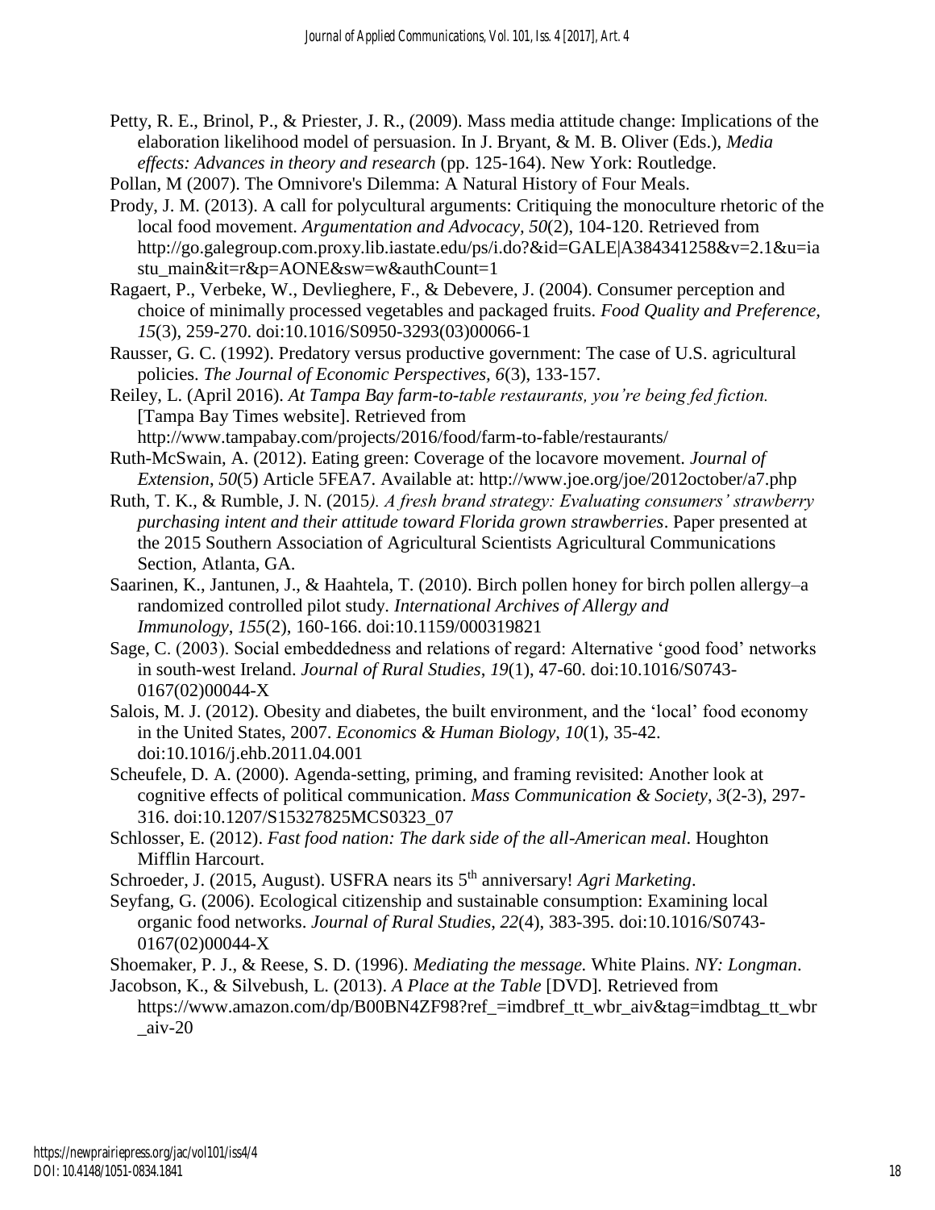Petty, R. E., Brinol, P., & Priester, J. R., (2009). Mass media attitude change: Implications of the elaboration likelihood model of persuasion. In J. Bryant, & M. B. Oliver (Eds.), *Media effects: Advances in theory and research* (pp. 125-164). New York: Routledge.

Pollan, M (2007). The Omnivore's Dilemma: A Natural History of Four Meals.

Prody, J. M. (2013). A call for polycultural arguments: Critiquing the monoculture rhetoric of the local food movement. *Argumentation and Advocacy, 50*(2), 104-120. Retrieved from http://go.galegroup.com.proxy.lib.iastate.edu/ps/i.do?&id=GALE|A384341258&v=2.1&u=iastu_main&it=r&p=AONE&sw=w&authCount=1

Ragaert, P., Verbeke, W., Devlieghere, F., & Debevere, J. (2004). Consumer perception and choice of minimally processed vegetables and packaged fruits. *Food Quality and Preference, 15*(3), 259-270. doi:10.1016/S0950-3293(03)00066-1

Rausser, G. C. (1992). Predatory versus productive government: The case of U.S. agricultural policies. *The Journal of Economic Perspectives, 6*(3), 133-157.

Reiley, L. (April 2016). *At Tampa Bay farm-to-table restaurants, you're being fed fiction.* [Tampa Bay Times website]. Retrieved from http://www.tampabay.com/projects/2016/food/farm-to-fable/restaurants/

Ruth-McSwain, A. (2012). Eating green: Coverage of the locavore movement. *Journal of Extension*, *50*(5) Article 5FEA7. Available at: http://www.joe.org/joe/2012october/a7.php

Ruth, T. K., & Rumble, J. N. (2015*). A fresh brand strategy: Evaluating consumers' strawberry purchasing intent and their attitude toward Florida grown strawberries*. Paper presented at the 2015 Southern Association of Agricultural Scientists Agricultural Communications Section, Atlanta, GA.

Saarinen, K., Jantunen, J., & Haahtela, T. (2010). Birch pollen honey for birch pollen allergy–a randomized controlled pilot study. *International Archives of Allergy and Immunology*, *155*(2), 160-166. doi:10.1159/000319821

Sage, C. (2003). Social embeddedness and relations of regard: Alternative 'good food' networks in south-west Ireland. *Journal of Rural Studies*, *19*(1), 47-60. doi:10.1016/S0743-0167(02)00044-X

Salois, M. J. (2012). Obesity and diabetes, the built environment, and the 'local' food economy in the United States, 2007. *Economics & Human Biology*, *10*(1), 35-42. doi:10.1016/j.ehb.2011.04.001

Scheufele, D. A. (2000). Agenda-setting, priming, and framing revisited: Another look at cognitive effects of political communication. *Mass Communication & Society*, *3*(2-3), 297-316. doi:10.1207/S15327825MCS0323_07

Schlosser, E. (2012). *Fast food nation: The dark side of the all-American meal*. Houghton Mifflin Harcourt.

Schroeder, J. (2015, August). USFRA nears its 5th anniversary! *Agri Marketing*.

Seyfang, G. (2006). Ecological citizenship and sustainable consumption: Examining local organic food networks. *Journal of Rural Studies*, *22*(4), 383-395. doi:10.1016/S0743-0167(02)00044-X

Shoemaker, P. J., & Reese, S. D. (1996). *Mediating the message.* White Plains. *NY: Longman*.

Jacobson, K., & Silvebush, L. (2013). *A Place at the Table* [DVD]. Retrieved from https://www.amazon.com/dp/B00BN4ZF98?ref_=imdbref_tt_wbr_aiv&tag=imdbtag_tt_wbr_aiv-20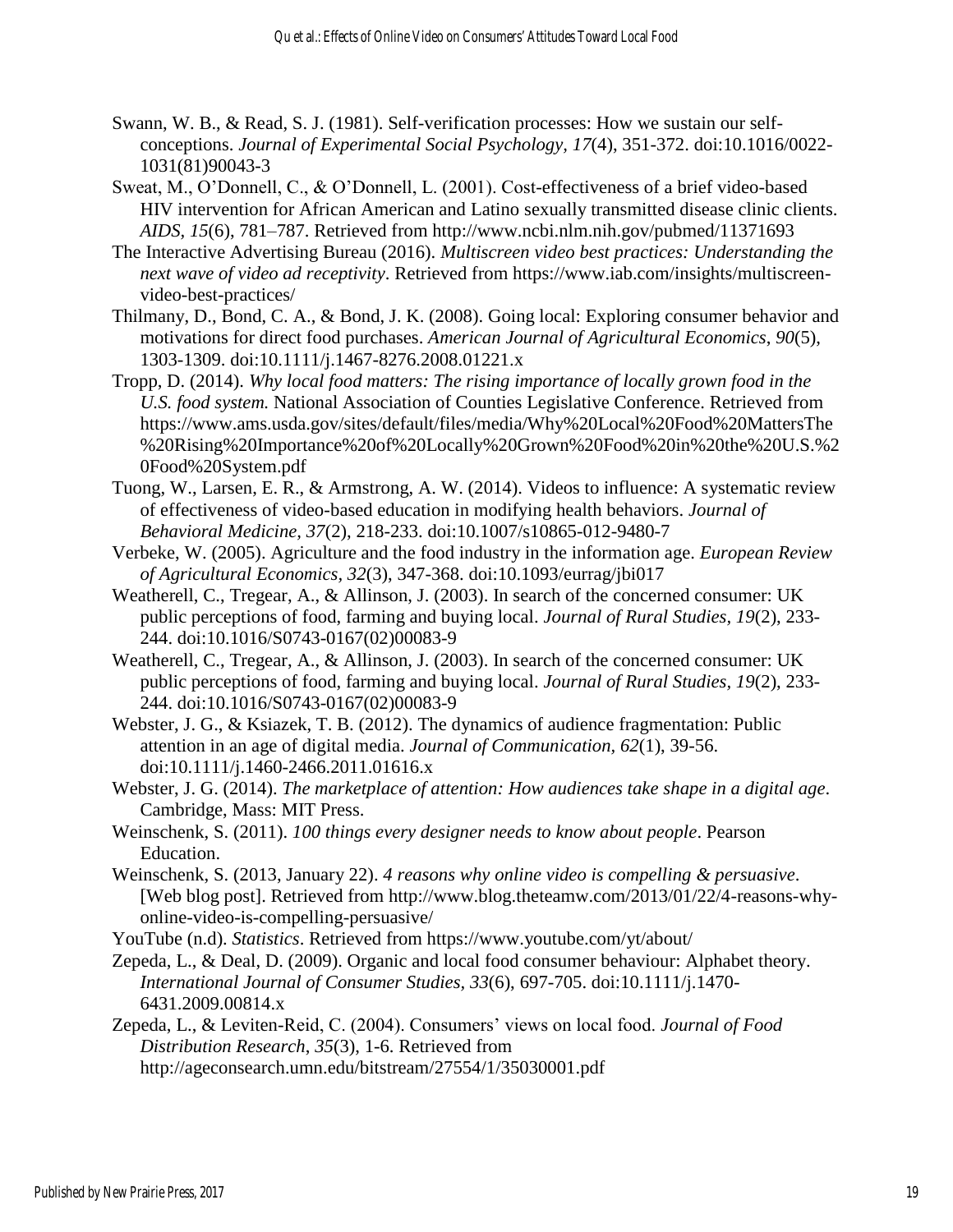Swann, W. B., & Read, S. J. (1981). Self-verification processes: How we sustain our self-conceptions. *Journal of Experimental Social Psychology, 17*(4), 351-372. doi:10.1016/0022-1031(81)90043-3

Sweat, M., O'Donnell, C., & O'Donnell, L. (2001). Cost-effectiveness of a brief video-based HIV intervention for African American and Latino sexually transmitted disease clinic clients. *AIDS*, *15*(6), 781–787. Retrieved from http://www.ncbi.nlm.nih.gov/pubmed/11371693

The Interactive Advertising Bureau (2016). *Multiscreen video best practices: Understanding the next wave of video ad receptivity*. Retrieved from https://www.iab.com/insights/multiscreen-video-best-practices/

Thilmany, D., Bond, C. A., & Bond, J. K. (2008). Going local: Exploring consumer behavior and motivations for direct food purchases. *American Journal of Agricultural Economics*, *90*(5), 1303-1309. doi:10.1111/j.1467-8276.2008.01221.x

Tropp, D. (2014). *Why local food matters: The rising importance of locally grown food in the U.S. food system.* National Association of Counties Legislative Conference. Retrieved from https://www.ams.usda.gov/sites/default/files/media/Why%20Local%20Food%20MattersThe%20Rising%20Importance%20of%20Locally%20Grown%20Food%20in%20the%20U.S.%20Food%20System.pdf

Tuong, W., Larsen, E. R., & Armstrong, A. W. (2014). Videos to influence: A systematic review of effectiveness of video-based education in modifying health behaviors. *Journal of Behavioral Medicine, 37*(2), 218-233. doi:10.1007/s10865-012-9480-7

Verbeke, W. (2005). Agriculture and the food industry in the information age. *European Review of Agricultural Economics, 32*(3), 347-368. doi:10.1093/eurrag/jbi017

Weatherell, C., Tregear, A., & Allinson, J. (2003). In search of the concerned consumer: UK public perceptions of food, farming and buying local. *Journal of Rural Studies, 19*(2), 233-244. doi:10.1016/S0743-0167(02)00083-9

Weatherell, C., Tregear, A., & Allinson, J. (2003). In search of the concerned consumer: UK public perceptions of food, farming and buying local. *Journal of Rural Studies*, *19*(2), 233-244. doi:10.1016/S0743-0167(02)00083-9

Webster, J. G., & Ksiazek, T. B. (2012). The dynamics of audience fragmentation: Public attention in an age of digital media. *Journal of Communication, 62*(1), 39-56. doi:10.1111/j.1460-2466.2011.01616.x

Webster, J. G. (2014). *The marketplace of attention: How audiences take shape in a digital age*. Cambridge, Mass: MIT Press.

Weinschenk, S. (2011). *100 things every designer needs to know about people*. Pearson Education.

Weinschenk, S. (2013, January 22). *4 reasons why online video is compelling & persuasive*. [Web blog post]. Retrieved from http://www.blog.theteamw.com/2013/01/22/4-reasons-why-online-video-is-compelling-persuasive/

YouTube (n.d). *Statistics*. Retrieved from https://www.youtube.com/yt/about/

Zepeda, L., & Deal, D. (2009). Organic and local food consumer behaviour: Alphabet theory. *International Journal of Consumer Studies*, *33*(6), 697-705. doi:10.1111/j.1470-6431.2009.00814.x

Zepeda, L., & Leviten-Reid, C. (2004). Consumers' views on local food. *Journal of Food Distribution Research*, *35*(3), 1-6. Retrieved from http://ageconsearch.umn.edu/bitstream/27554/1/35030001.pdf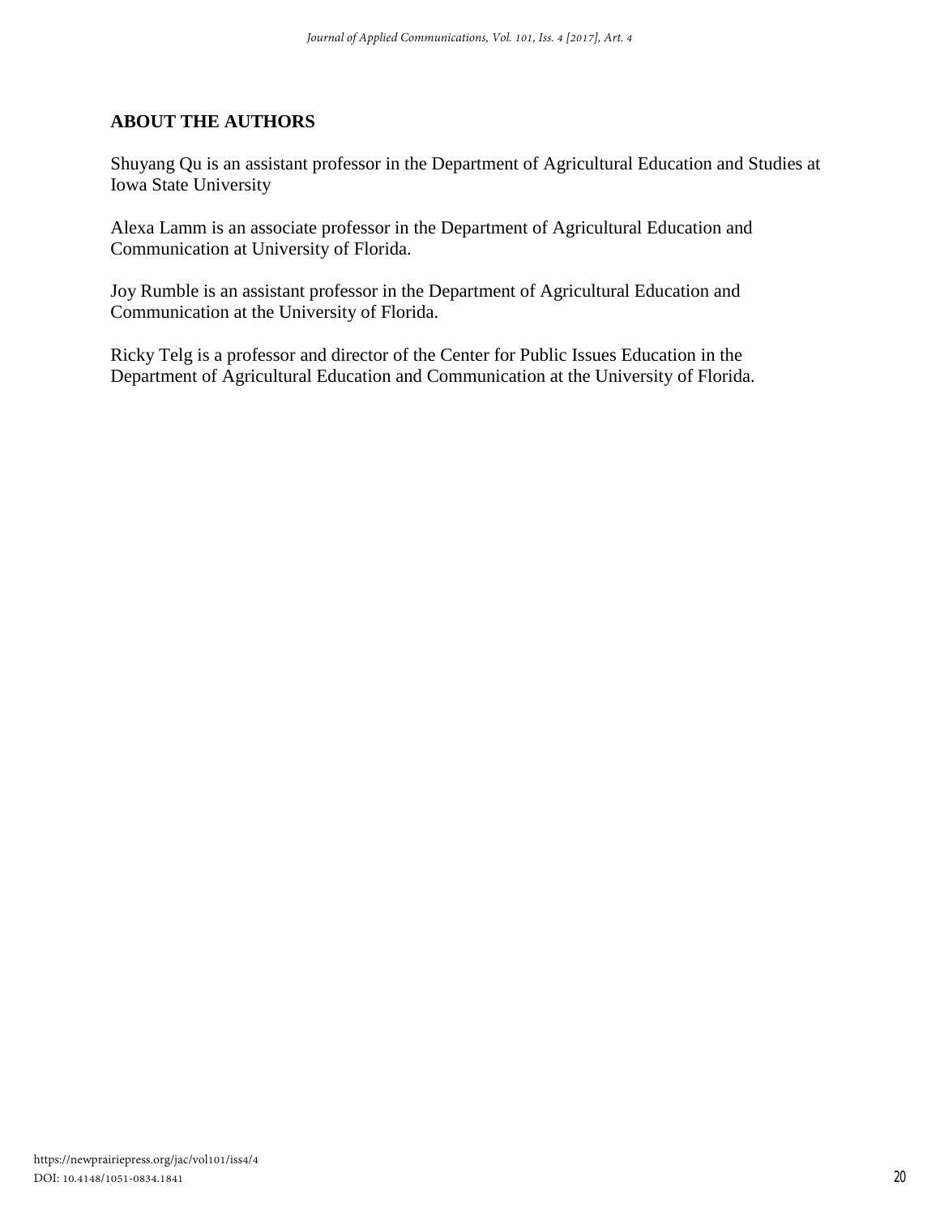## ABOUT THE AUTHORS

Shuyang Qu is an assistant professor in the Department of Agricultural Education and Studies at Iowa State University

Alexa Lamm is an associate professor in the Department of Agricultural Education and Communication at University of Florida.

Joy Rumble is an assistant professor in the Department of Agricultural Education and Communication at the University of Florida.

Ricky Telg is a professor and director of the Center for Public Issues Education in the Department of Agricultural Education and Communication at the University of Florida.